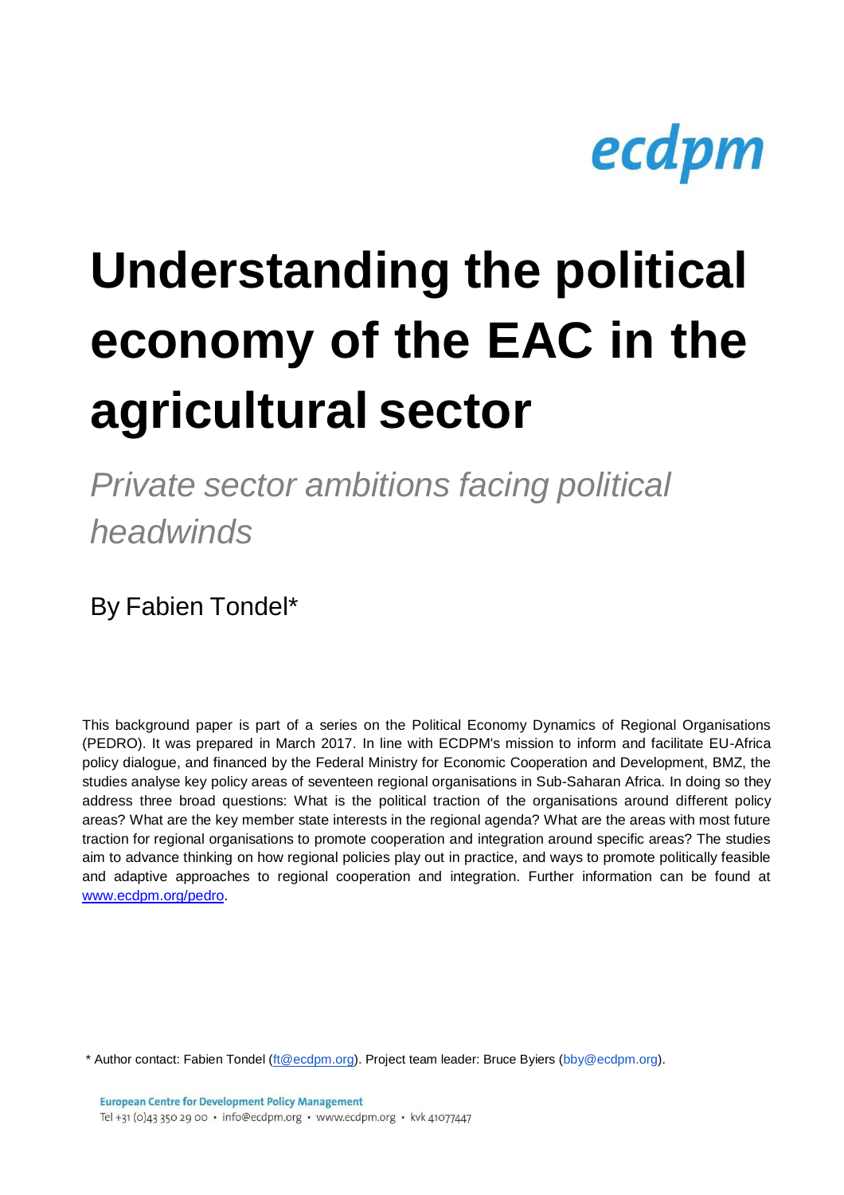ecdpm

# Understanding the political economy of the EAC in the agricultural sector

*Private sector ambitions facing political headwinds*

By Fabien Tondel*

This background paper is part of a series on the Political Economy Dynamics of Regional Organisations (PEDRO). It was prepared in March 2017. In line with ECDPM's mission to inform and facilitate EU-Africa policy dialogue, and financed by the Federal Ministry for Economic Cooperation and Development, BMZ, the studies analyse key policy areas of seventeen regional organisations in Sub-Saharan Africa. In doing so they address three broad questions: What is the political traction of the organisations around different policy areas? What are the key member state interests in the regional agenda? What are the areas with most future traction for regional organisations to promote cooperation and integration around specific areas? The studies aim to advance thinking on how regional policies play out in practice, and ways to promote politically feasible and adaptive approaches to regional cooperation and integration. Further information can be found at www.ecdpm.org/pedro.

* Author contact: Fabien Tondel (ft@ecdpm.org). Project team leader: Bruce Byiers (bby@ecdpm.org).

**European Centre for Development Policy Management**
Tel +31 (0)43 350 29 00 • info@ecdpm.org • www.ecdpm.org • kvk 41077447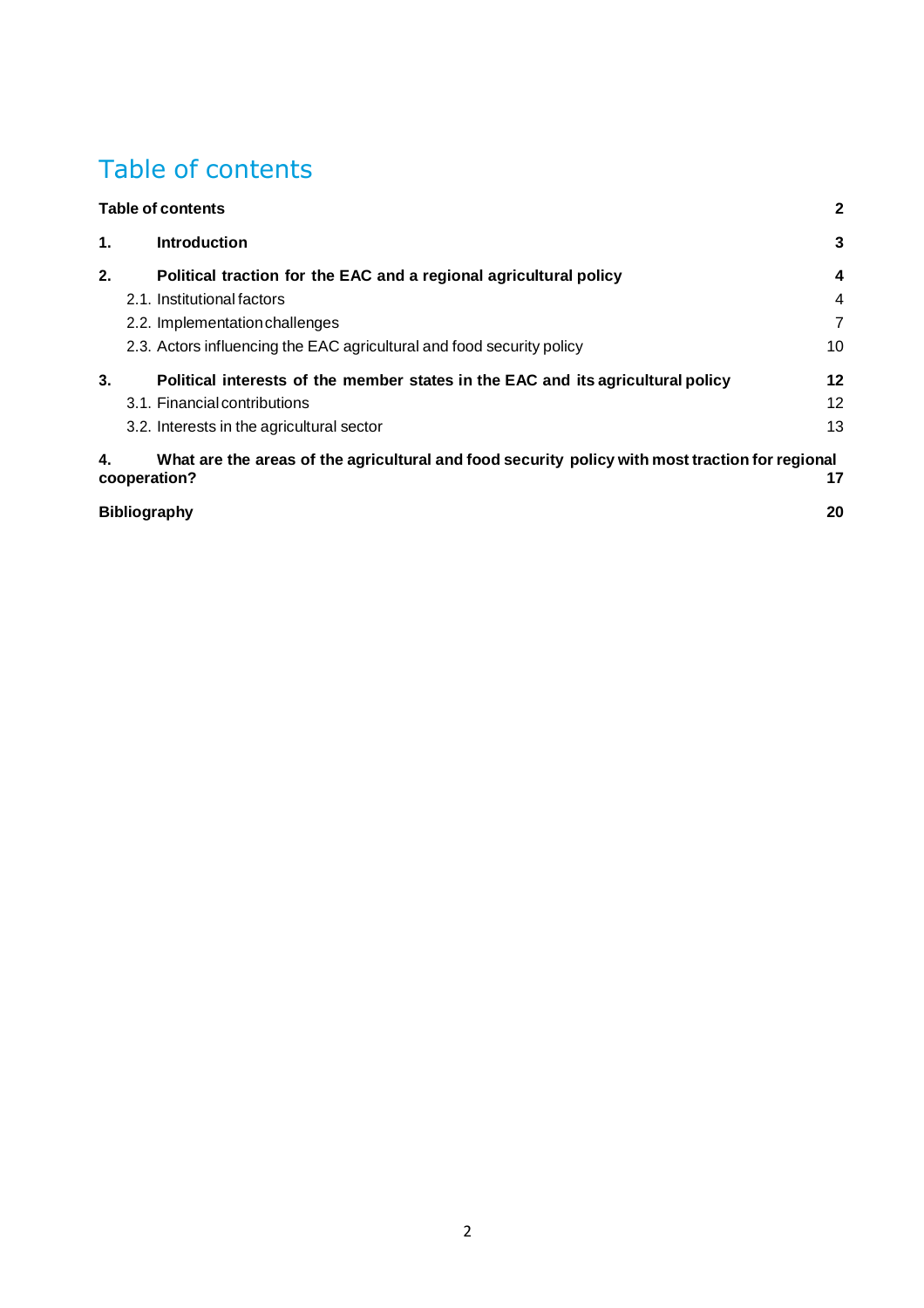# Table of contents

| | |
|---|---|
| **Table of contents** | **2** |
| **1. Introduction** | **3** |
| **2. Political traction for the EAC and a regional agricultural policy** | **4** |
| 2.1. Institutional factors | 4 |
| 2.2. Implementation challenges | 7 |
| 2.3. Actors influencing the EAC agricultural and food security policy | 10 |
| **3. Political interests of the member states in the EAC and its agricultural policy** | **12** |
| 3.1. Financial contributions | 12 |
| 3.2. Interests in the agricultural sector | 13 |
| **4. What are the areas of the agricultural and food security policy with most traction for regional cooperation?** | **17** |
| **Bibliography** | **20** |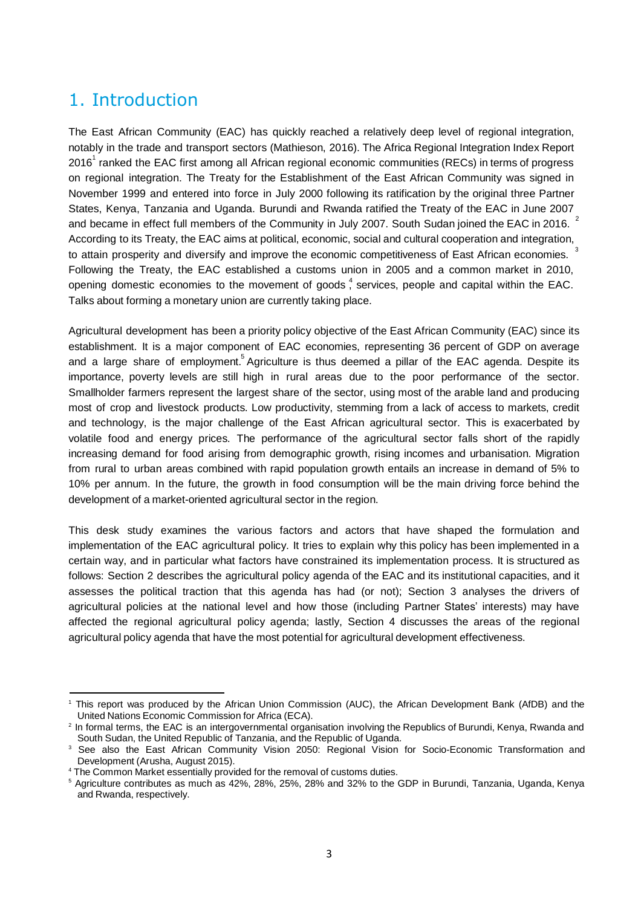# 1. Introduction

The East African Community (EAC) has quickly reached a relatively deep level of regional integration, notably in the trade and transport sectors (Mathieson, 2016). The Africa Regional Integration Index Report 2016[1] ranked the EAC first among all African regional economic communities (RECs) in terms of progress on regional integration. The Treaty for the Establishment of the East African Community was signed in November 1999 and entered into force in July 2000 following its ratification by the original three Partner States, Kenya, Tanzania and Uganda. Burundi and Rwanda ratified the Treaty of the EAC in June 2007 and became in effect full members of the Community in July 2007. South Sudan joined the EAC in 2016. [2] According to its Treaty, the EAC aims at political, economic, social and cultural cooperation and integration, to attain prosperity and diversify and improve the economic competitiveness of East African economies. [3] Following the Treaty, the EAC established a customs union in 2005 and a common market in 2010, opening domestic economies to the movement of goods[4], services, people and capital within the EAC. Talks about forming a monetary union are currently taking place.

Agricultural development has been a priority policy objective of the East African Community (EAC) since its establishment. It is a major component of EAC economies, representing 36 percent of GDP on average and a large share of employment.[5] Agriculture is thus deemed a pillar of the EAC agenda. Despite its importance, poverty levels are still high in rural areas due to the poor performance of the sector. Smallholder farmers represent the largest share of the sector, using most of the arable land and producing most of crop and livestock products. Low productivity, stemming from a lack of access to markets, credit and technology, is the major challenge of the East African agricultural sector. This is exacerbated by volatile food and energy prices. The performance of the agricultural sector falls short of the rapidly increasing demand for food arising from demographic growth, rising incomes and urbanisation. Migration from rural to urban areas combined with rapid population growth entails an increase in demand of 5% to 10% per annum. In the future, the growth in food consumption will be the main driving force behind the development of a market-oriented agricultural sector in the region.

This desk study examines the various factors and actors that have shaped the formulation and implementation of the EAC agricultural policy. It tries to explain why this policy has been implemented in a certain way, and in particular what factors have constrained its implementation process. It is structured as follows: Section 2 describes the agricultural policy agenda of the EAC and its institutional capacities, and it assesses the political traction that this agenda has had (or not); Section 3 analyses the drivers of agricultural policies at the national level and how those (including Partner States' interests) may have affected the regional agricultural policy agenda; lastly, Section 4 discusses the areas of the regional agricultural policy agenda that have the most potential for agricultural development effectiveness.

---

[1] This report was produced by the African Union Commission (AUC), the African Development Bank (AfDB) and the United Nations Economic Commission for Africa (ECA).

[2] In formal terms, the EAC is an intergovernmental organisation involving the Republics of Burundi, Kenya, Rwanda and South Sudan, the United Republic of Tanzania, and the Republic of Uganda.

[3] See also the East African Community Vision 2050: Regional Vision for Socio-Economic Transformation and Development (Arusha, August 2015).

[4] The Common Market essentially provided for the removal of customs duties.

[5] Agriculture contributes as much as 42%, 28%, 25%, 28% and 32% to the GDP in Burundi, Tanzania, Uganda, Kenya and Rwanda, respectively.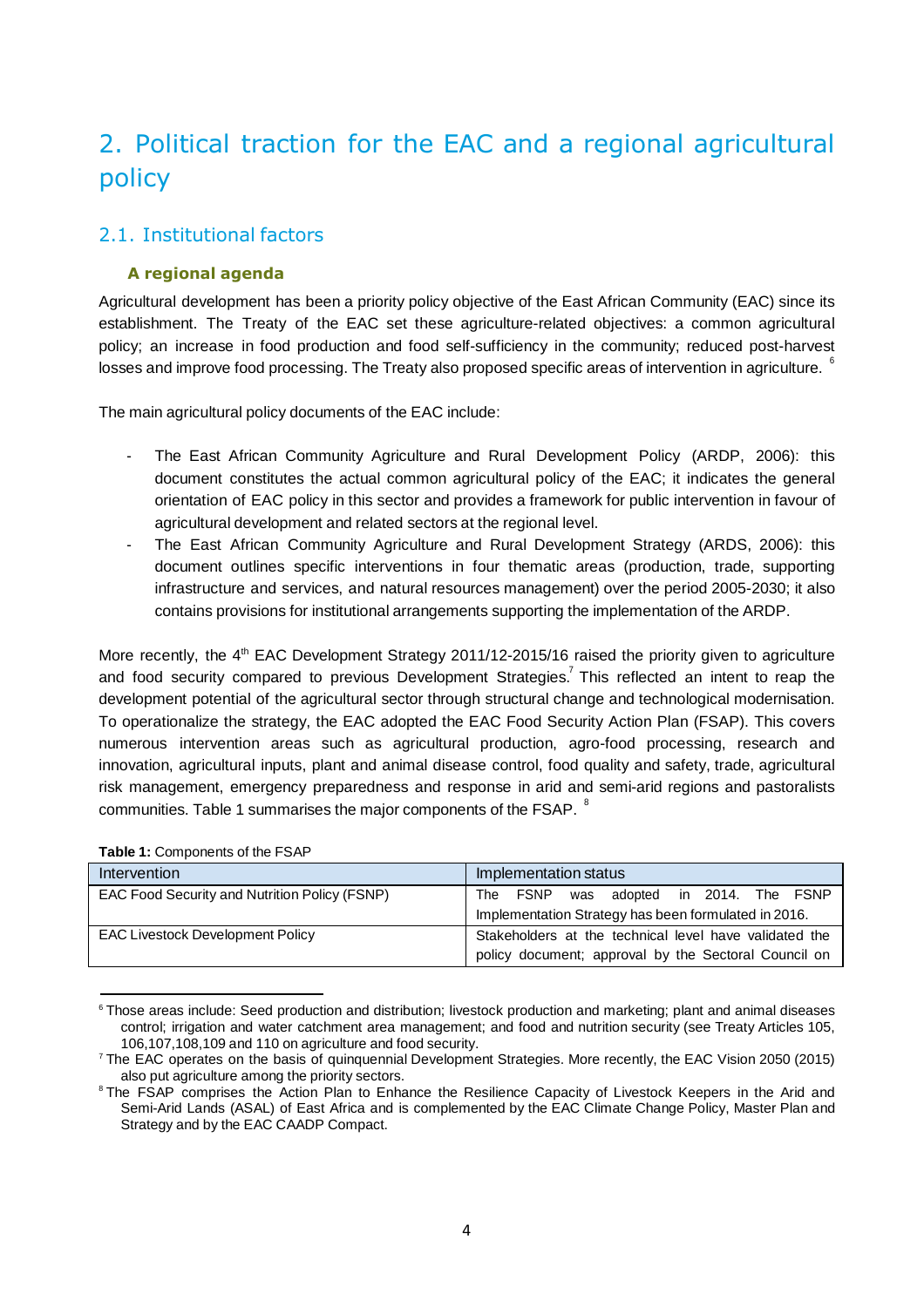# 2. Political traction for the EAC and a regional agricultural policy

## 2.1. Institutional factors

### A regional agenda

Agricultural development has been a priority policy objective of the East African Community (EAC) since its establishment. The Treaty of the EAC set these agriculture-related objectives: a common agricultural policy; an increase in food production and food self-sufficiency in the community; reduced post-harvest losses and improve food processing. The Treaty also proposed specific areas of intervention in agriculture. [6]

The main agricultural policy documents of the EAC include:

- The East African Community Agriculture and Rural Development Policy (ARDP, 2006): this document constitutes the actual common agricultural policy of the EAC; it indicates the general orientation of EAC policy in this sector and provides a framework for public intervention in favour of agricultural development and related sectors at the regional level.
- The East African Community Agriculture and Rural Development Strategy (ARDS, 2006): this document outlines specific interventions in four thematic areas (production, trade, supporting infrastructure and services, and natural resources management) over the period 2005-2030; it also contains provisions for institutional arrangements supporting the implementation of the ARDP.

More recently, the 4th EAC Development Strategy 2011/12-2015/16 raised the priority given to agriculture and food security compared to previous Development Strategies.[7] This reflected an intent to reap the development potential of the agricultural sector through structural change and technological modernisation. To operationalize the strategy, the EAC adopted the EAC Food Security Action Plan (FSAP). This covers numerous intervention areas such as agricultural production, agro-food processing, research and innovation, agricultural inputs, plant and animal disease control, food quality and safety, trade, agricultural risk management, emergency preparedness and response in arid and semi-arid regions and pastoralists communities. Table 1 summarises the major components of the FSAP. [8]

**Table 1:** Components of the FSAP

| Intervention | Implementation status |
|---|---|
| EAC Food Security and Nutrition Policy (FSNP) | The FSNP was adopted in 2014. The FSNP Implementation Strategy has been formulated in 2016. |
| EAC Livestock Development Policy | Stakeholders at the technical level have validated the policy document; approval by the Sectoral Council on |

[6] Those areas include: Seed production and distribution; livestock production and marketing; plant and animal diseases control; irrigation and water catchment area management; and food and nutrition security (see Treaty Articles 105, 106,107,108,109 and 110 on agriculture and food security.

[7] The EAC operates on the basis of quinquennial Development Strategies. More recently, the EAC Vision 2050 (2015) also put agriculture among the priority sectors.

[8] The FSAP comprises the Action Plan to Enhance the Resilience Capacity of Livestock Keepers in the Arid and Semi-Arid Lands (ASAL) of East Africa and is complemented by the EAC Climate Change Policy, Master Plan and Strategy and by the EAC CAADP Compact.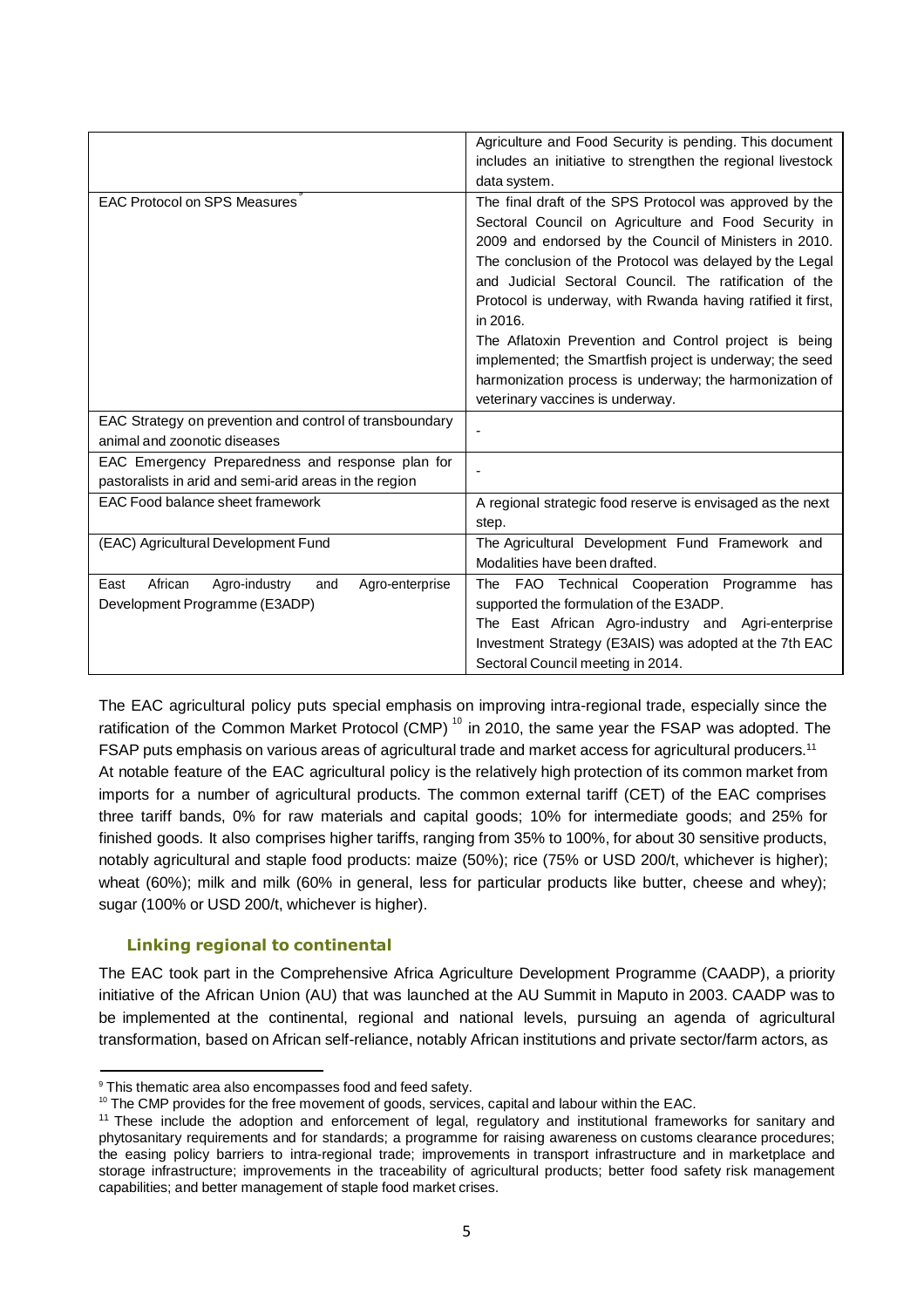| | |
|---|---|
| | Agriculture and Food Security is pending. This document includes an initiative to strengthen the regional livestock data system. |
| EAC Protocol on SPS Measures[9] | The final draft of the SPS Protocol was approved by the Sectoral Council on Agriculture and Food Security in 2009 and endorsed by the Council of Ministers in 2010. The conclusion of the Protocol was delayed by the Legal and Judicial Sectoral Council. The ratification of the Protocol is underway, with Rwanda having ratified it first, in 2016. The Aflatoxin Prevention and Control project is being implemented; the Smartfish project is underway; the seed harmonization process is underway; the harmonization of veterinary vaccines is underway. |
| EAC Strategy on prevention and control of transboundary animal and zoonotic diseases | - |
| EAC Emergency Preparedness and response plan for pastoralists in arid and semi-arid areas in the region | - |
| EAC Food balance sheet framework | A regional strategic food reserve is envisaged as the next step. |
| (EAC) Agricultural Development Fund | The Agricultural Development Fund Framework and Modalities have been drafted. |
| East African Agro-industry and Agro-enterprise Development Programme (E3ADP) | The FAO Technical Cooperation Programme has supported the formulation of the E3ADP. The East African Agro-industry and Agri-enterprise Investment Strategy (E3AIS) was adopted at the 7th EAC Sectoral Council meeting in 2014. |

The EAC agricultural policy puts special emphasis on improving intra-regional trade, especially since the ratification of the Common Market Protocol (CMP)[10] in 2010, the same year the FSAP was adopted. The FSAP puts emphasis on various areas of agricultural trade and market access for agricultural producers.[11] At notable feature of the EAC agricultural policy is the relatively high protection of its common market from imports for a number of agricultural products. The common external tariff (CET) of the EAC comprises three tariff bands, 0% for raw materials and capital goods; 10% for intermediate goods; and 25% for finished goods. It also comprises higher tariffs, ranging from 35% to 100%, for about 30 sensitive products, notably agricultural and staple food products: maize (50%); rice (75% or USD 200/t, whichever is higher); wheat (60%); milk and milk (60% in general, less for particular products like butter, cheese and whey); sugar (100% or USD 200/t, whichever is higher).

### Linking regional to continental

The EAC took part in the Comprehensive Africa Agriculture Development Programme (CAADP), a priority initiative of the African Union (AU) that was launched at the AU Summit in Maputo in 2003. CAADP was to be implemented at the continental, regional and national levels, pursuing an agenda of agricultural transformation, based on African self-reliance, notably African institutions and private sector/farm actors, as

[9] This thematic area also encompasses food and feed safety.

[10] The CMP provides for the free movement of goods, services, capital and labour within the EAC.

[11] These include the adoption and enforcement of legal, regulatory and institutional frameworks for sanitary and phytosanitary requirements and for standards; a programme for raising awareness on customs clearance procedures; the easing policy barriers to intra-regional trade; improvements in transport infrastructure and in marketplace and storage infrastructure; improvements in the traceability of agricultural products; better food safety risk management capabilities; and better management of staple food market crises.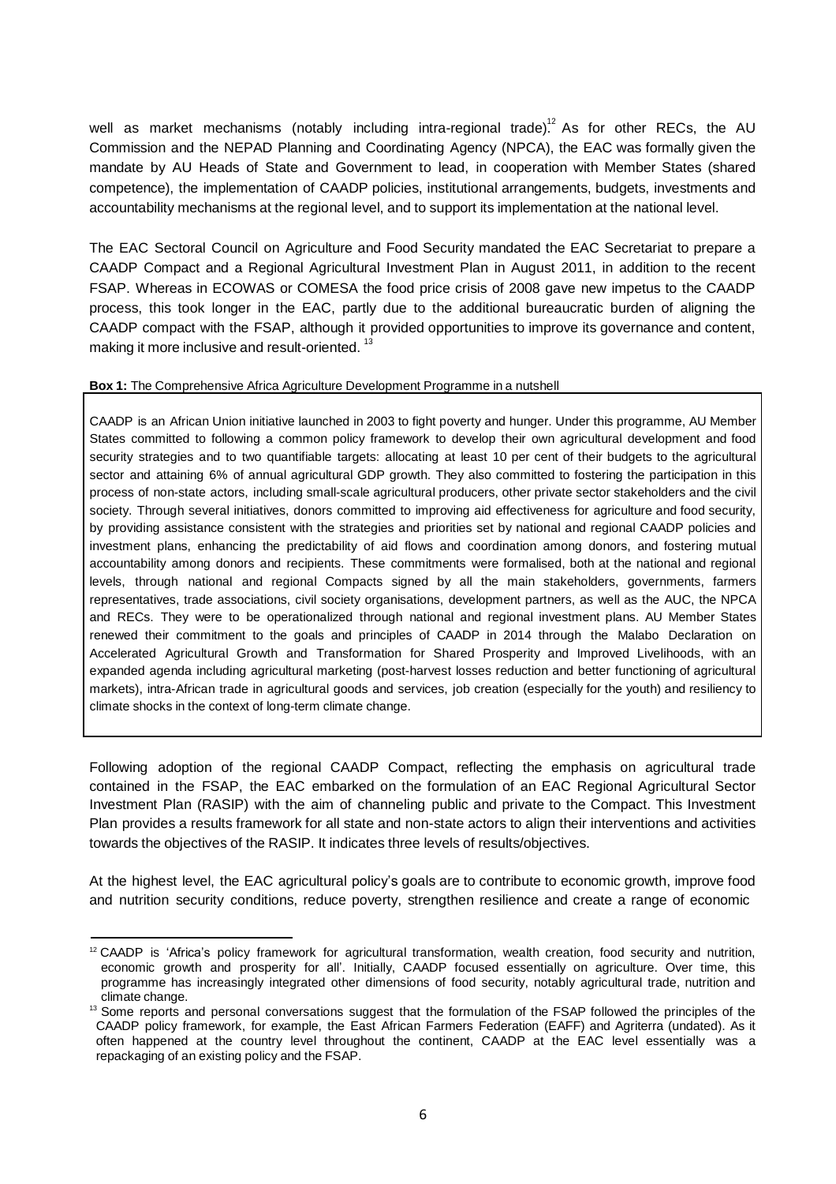well as market mechanisms (notably including intra-regional trade).[12] As for other RECs, the AU Commission and the NEPAD Planning and Coordinating Agency (NPCA), the EAC was formally given the mandate by AU Heads of State and Government to lead, in cooperation with Member States (shared competence), the implementation of CAADP policies, institutional arrangements, budgets, investments and accountability mechanisms at the regional level, and to support its implementation at the national level.

The EAC Sectoral Council on Agriculture and Food Security mandated the EAC Secretariat to prepare a CAADP Compact and a Regional Agricultural Investment Plan in August 2011, in addition to the recent FSAP. Whereas in ECOWAS or COMESA the food price crisis of 2008 gave new impetus to the CAADP process, this took longer in the EAC, partly due to the additional bureaucratic burden of aligning the CAADP compact with the FSAP, although it provided opportunities to improve its governance and content, making it more inclusive and result-oriented.[13]

**Box 1:** The Comprehensive Africa Agriculture Development Programme in a nutshell

CAADP is an African Union initiative launched in 2003 to fight poverty and hunger. Under this programme, AU Member States committed to following a common policy framework to develop their own agricultural development and food security strategies and to two quantifiable targets: allocating at least 10 per cent of their budgets to the agricultural sector and attaining 6% of annual agricultural GDP growth. They also committed to fostering the participation in this process of non-state actors, including small-scale agricultural producers, other private sector stakeholders and the civil society. Through several initiatives, donors committed to improving aid effectiveness for agriculture and food security, by providing assistance consistent with the strategies and priorities set by national and regional CAADP policies and investment plans, enhancing the predictability of aid flows and coordination among donors, and fostering mutual accountability among donors and recipients. These commitments were formalised, both at the national and regional levels, through national and regional Compacts signed by all the main stakeholders, governments, farmers representatives, trade associations, civil society organisations, development partners, as well as the AUC, the NPCA and RECs. They were to be operationalized through national and regional investment plans. AU Member States renewed their commitment to the goals and principles of CAADP in 2014 through the Malabo Declaration on Accelerated Agricultural Growth and Transformation for Shared Prosperity and Improved Livelihoods, with an expanded agenda including agricultural marketing (post-harvest losses reduction and better functioning of agricultural markets), intra-African trade in agricultural goods and services, job creation (especially for the youth) and resiliency to climate shocks in the context of long-term climate change.

Following adoption of the regional CAADP Compact, reflecting the emphasis on agricultural trade contained in the FSAP, the EAC embarked on the formulation of an EAC Regional Agricultural Sector Investment Plan (RASIP) with the aim of channeling public and private to the Compact. This Investment Plan provides a results framework for all state and non-state actors to align their interventions and activities towards the objectives of the RASIP. It indicates three levels of results/objectives.

At the highest level, the EAC agricultural policy's goals are to contribute to economic growth, improve food and nutrition security conditions, reduce poverty, strengthen resilience and create a range of economic

---

[12] CAADP is 'Africa's policy framework for agricultural transformation, wealth creation, food security and nutrition, economic growth and prosperity for all'. Initially, CAADP focused essentially on agriculture. Over time, this programme has increasingly integrated other dimensions of food security, notably agricultural trade, nutrition and climate change.

[13] Some reports and personal conversations suggest that the formulation of the FSAP followed the principles of the CAADP policy framework, for example, the East African Farmers Federation (EAFF) and Agriterra (undated). As it often happened at the country level throughout the continent, CAADP at the EAC level essentially was a repackaging of an existing policy and the FSAP.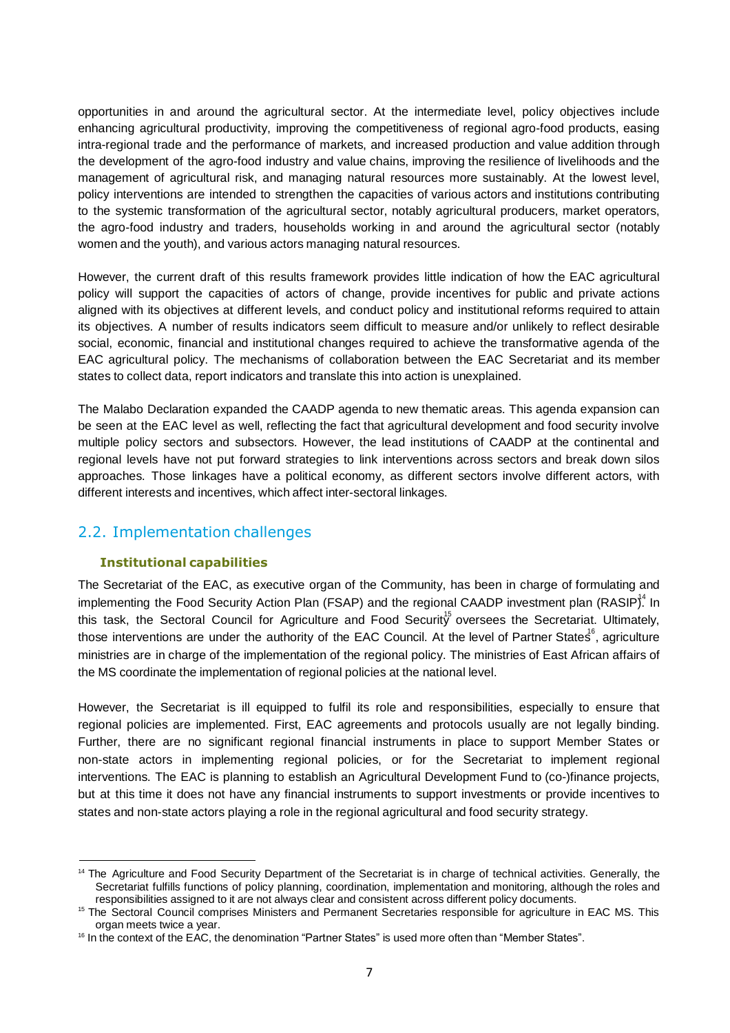opportunities in and around the agricultural sector. At the intermediate level, policy objectives include enhancing agricultural productivity, improving the competitiveness of regional agro-food products, easing intra-regional trade and the performance of markets, and increased production and value addition through the development of the agro-food industry and value chains, improving the resilience of livelihoods and the management of agricultural risk, and managing natural resources more sustainably. At the lowest level, policy interventions are intended to strengthen the capacities of various actors and institutions contributing to the systemic transformation of the agricultural sector, notably agricultural producers, market operators, the agro-food industry and traders, households working in and around the agricultural sector (notably women and the youth), and various actors managing natural resources.

However, the current draft of this results framework provides little indication of how the EAC agricultural policy will support the capacities of actors of change, provide incentives for public and private actions aligned with its objectives at different levels, and conduct policy and institutional reforms required to attain its objectives. A number of results indicators seem difficult to measure and/or unlikely to reflect desirable social, economic, financial and institutional changes required to achieve the transformative agenda of the EAC agricultural policy. The mechanisms of collaboration between the EAC Secretariat and its member states to collect data, report indicators and translate this into action is unexplained.

The Malabo Declaration expanded the CAADP agenda to new thematic areas. This agenda expansion can be seen at the EAC level as well, reflecting the fact that agricultural development and food security involve multiple policy sectors and subsectors. However, the lead institutions of CAADP at the continental and regional levels have not put forward strategies to link interventions across sectors and break down silos approaches. Those linkages have a political economy, as different sectors involve different actors, with different interests and incentives, which affect inter-sectoral linkages.

## 2.2. Implementation challenges

### Institutional capabilities

The Secretariat of the EAC, as executive organ of the Community, has been in charge of formulating and implementing the Food Security Action Plan (FSAP) and the regional CAADP investment plan (RASIP).[14] In this task, the Sectoral Council for Agriculture and Food Security[15] oversees the Secretariat. Ultimately, those interventions are under the authority of the EAC Council. At the level of Partner States[16], agriculture ministries are in charge of the implementation of the regional policy. The ministries of East African affairs of the MS coordinate the implementation of regional policies at the national level.

However, the Secretariat is ill equipped to fulfil its role and responsibilities, especially to ensure that regional policies are implemented. First, EAC agreements and protocols usually are not legally binding. Further, there are no significant regional financial instruments in place to support Member States or non-state actors in implementing regional policies, or for the Secretariat to implement regional interventions. The EAC is planning to establish an Agricultural Development Fund to (co-)finance projects, but at this time it does not have any financial instruments to support investments or provide incentives to states and non-state actors playing a role in the regional agricultural and food security strategy.

[14] The Agriculture and Food Security Department of the Secretariat is in charge of technical activities. Generally, the Secretariat fulfills functions of policy planning, coordination, implementation and monitoring, although the roles and responsibilities assigned to it are not always clear and consistent across different policy documents.

[15] The Sectoral Council comprises Ministers and Permanent Secretaries responsible for agriculture in EAC MS. This organ meets twice a year.

[16] In the context of the EAC, the denomination "Partner States" is used more often than "Member States".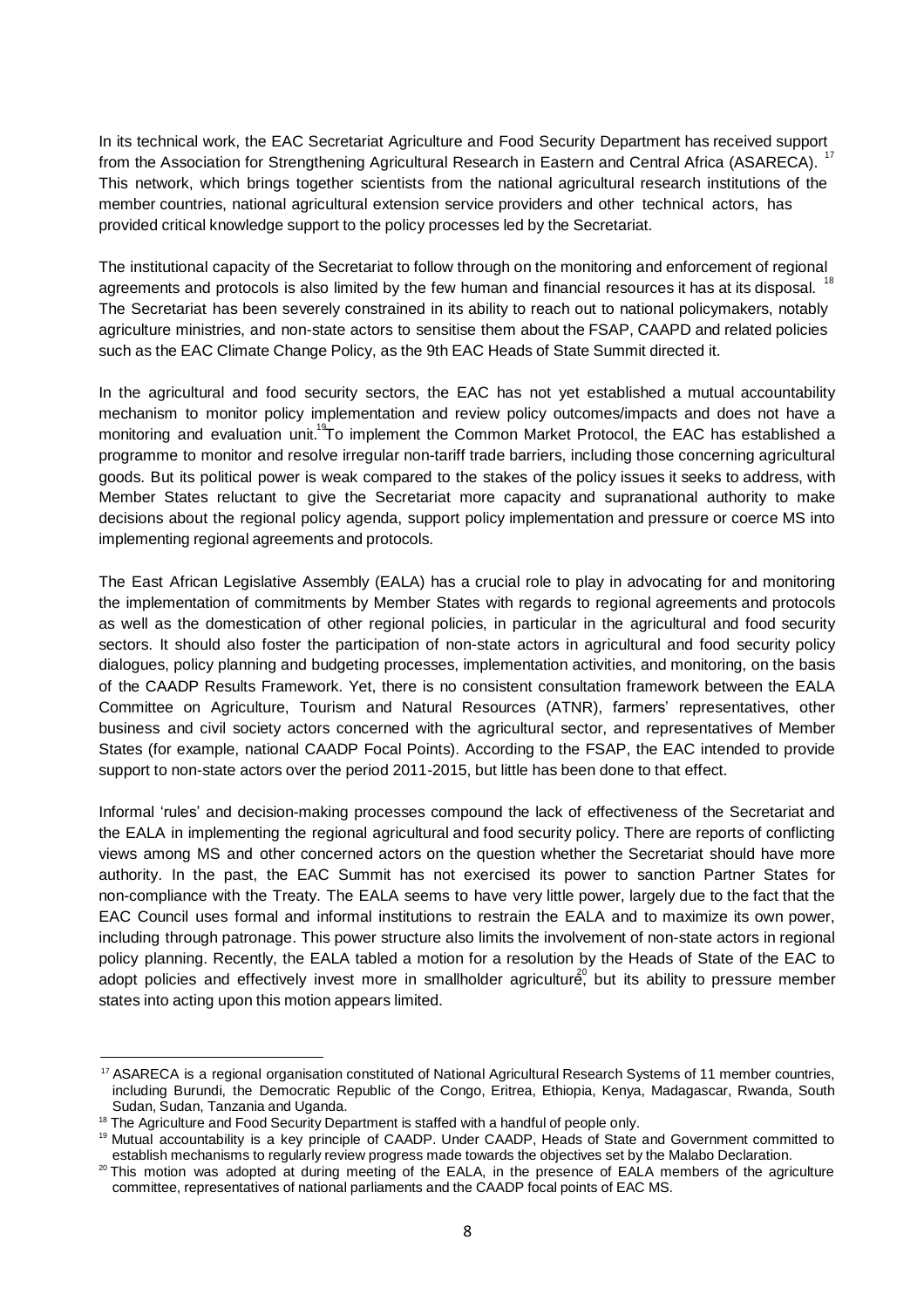In its technical work, the EAC Secretariat Agriculture and Food Security Department has received support from the Association for Strengthening Agricultural Research in Eastern and Central Africa (ASARECA). [17] This network, which brings together scientists from the national agricultural research institutions of the member countries, national agricultural extension service providers and other technical actors, has provided critical knowledge support to the policy processes led by the Secretariat.

The institutional capacity of the Secretariat to follow through on the monitoring and enforcement of regional agreements and protocols is also limited by the few human and financial resources it has at its disposal. [18] The Secretariat has been severely constrained in its ability to reach out to national policymakers, notably agriculture ministries, and non-state actors to sensitise them about the FSAP, CAAPD and related policies such as the EAC Climate Change Policy, as the 9th EAC Heads of State Summit directed it.

In the agricultural and food security sectors, the EAC has not yet established a mutual accountability mechanism to monitor policy implementation and review policy outcomes/impacts and does not have a monitoring and evaluation unit.[19] To implement the Common Market Protocol, the EAC has established a programme to monitor and resolve irregular non-tariff trade barriers, including those concerning agricultural goods. But its political power is weak compared to the stakes of the policy issues it seeks to address, with Member States reluctant to give the Secretariat more capacity and supranational authority to make decisions about the regional policy agenda, support policy implementation and pressure or coerce MS into implementing regional agreements and protocols.

The East African Legislative Assembly (EALA) has a crucial role to play in advocating for and monitoring the implementation of commitments by Member States with regards to regional agreements and protocols as well as the domestication of other regional policies, in particular in the agricultural and food security sectors. It should also foster the participation of non-state actors in agricultural and food security policy dialogues, policy planning and budgeting processes, implementation activities, and monitoring, on the basis of the CAADP Results Framework. Yet, there is no consistent consultation framework between the EALA Committee on Agriculture, Tourism and Natural Resources (ATNR), farmers' representatives, other business and civil society actors concerned with the agricultural sector, and representatives of Member States (for example, national CAADP Focal Points). According to the FSAP, the EAC intended to provide support to non-state actors over the period 2011-2015, but little has been done to that effect.

Informal 'rules' and decision-making processes compound the lack of effectiveness of the Secretariat and the EALA in implementing the regional agricultural and food security policy. There are reports of conflicting views among MS and other concerned actors on the question whether the Secretariat should have more authority. In the past, the EAC Summit has not exercised its power to sanction Partner States for non-compliance with the Treaty. The EALA seems to have very little power, largely due to the fact that the EAC Council uses formal and informal institutions to restrain the EALA and to maximize its own power, including through patronage. This power structure also limits the involvement of non-state actors in regional policy planning. Recently, the EALA tabled a motion for a resolution by the Heads of State of the EAC to adopt policies and effectively invest more in smallholder agriculture[20], but its ability to pressure member states into acting upon this motion appears limited.

---

[17] ASARECA is a regional organisation constituted of National Agricultural Research Systems of 11 member countries, including Burundi, the Democratic Republic of the Congo, Eritrea, Ethiopia, Kenya, Madagascar, Rwanda, South Sudan, Sudan, Tanzania and Uganda.

[18] The Agriculture and Food Security Department is staffed with a handful of people only.

[19] Mutual accountability is a key principle of CAADP. Under CAADP, Heads of State and Government committed to establish mechanisms to regularly review progress made towards the objectives set by the Malabo Declaration.

[20] This motion was adopted at during meeting of the EALA, in the presence of EALA members of the agriculture committee, representatives of national parliaments and the CAADP focal points of EAC MS.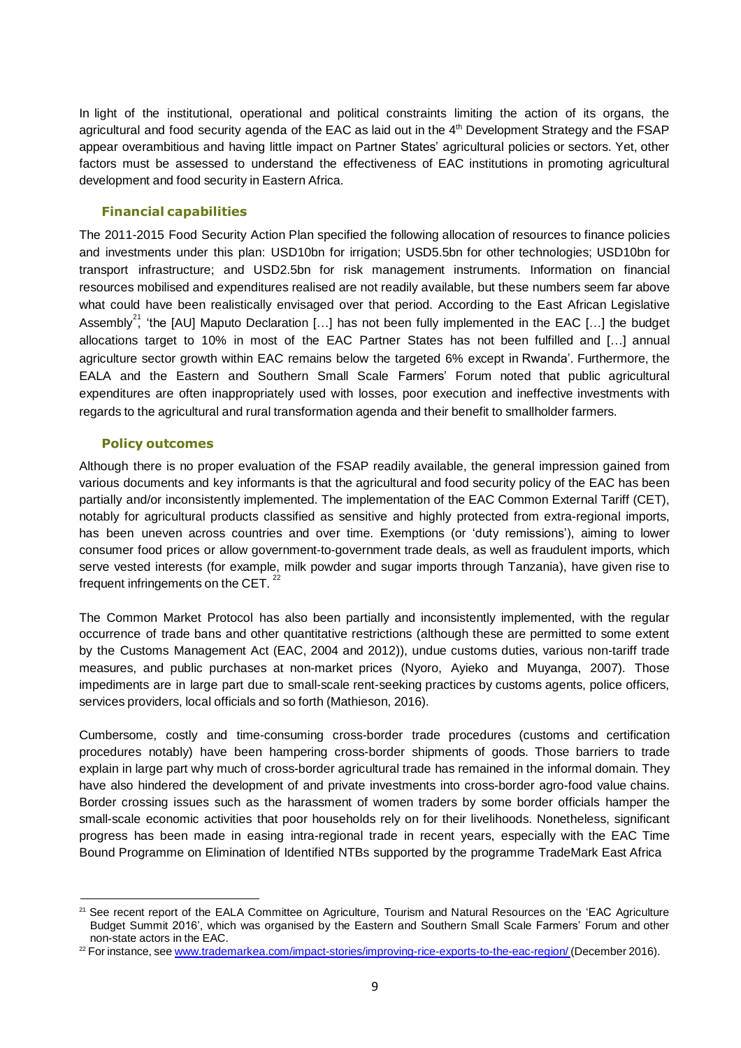In light of the institutional, operational and political constraints limiting the action of its organs, the agricultural and food security agenda of the EAC as laid out in the 4th Development Strategy and the FSAP appear overambitious and having little impact on Partner States' agricultural policies or sectors. Yet, other factors must be assessed to understand the effectiveness of EAC institutions in promoting agricultural development and food security in Eastern Africa.

### Financial capabilities

The 2011-2015 Food Security Action Plan specified the following allocation of resources to finance policies and investments under this plan: USD10bn for irrigation; USD5.5bn for other technologies; USD10bn for transport infrastructure; and USD2.5bn for risk management instruments. Information on financial resources mobilised and expenditures realised are not readily available, but these numbers seem far above what could have been realistically envisaged over that period. According to the East African Legislative Assembly[21], 'the [AU] Maputo Declaration […] has not been fully implemented in the EAC […] the budget allocations target to 10% in most of the EAC Partner States has not been fulfilled and […] annual agriculture sector growth within EAC remains below the targeted 6% except in Rwanda'. Furthermore, the EALA and the Eastern and Southern Small Scale Farmers' Forum noted that public agricultural expenditures are often inappropriately used with losses, poor execution and ineffective investments with regards to the agricultural and rural transformation agenda and their benefit to smallholder farmers.

### Policy outcomes

Although there is no proper evaluation of the FSAP readily available, the general impression gained from various documents and key informants is that the agricultural and food security policy of the EAC has been partially and/or inconsistently implemented. The implementation of the EAC Common External Tariff (CET), notably for agricultural products classified as sensitive and highly protected from extra-regional imports, has been uneven across countries and over time. Exemptions (or 'duty remissions'), aiming to lower consumer food prices or allow government-to-government trade deals, as well as fraudulent imports, which serve vested interests (for example, milk powder and sugar imports through Tanzania), have given rise to frequent infringements on the CET. [22]

The Common Market Protocol has also been partially and inconsistently implemented, with the regular occurrence of trade bans and other quantitative restrictions (although these are permitted to some extent by the Customs Management Act (EAC, 2004 and 2012)), undue customs duties, various non-tariff trade measures, and public purchases at non-market prices (Nyoro, Ayieko and Muyanga, 2007). Those impediments are in large part due to small-scale rent-seeking practices by customs agents, police officers, services providers, local officials and so forth (Mathieson, 2016).

Cumbersome, costly and time-consuming cross-border trade procedures (customs and certification procedures notably) have been hampering cross-border shipments of goods. Those barriers to trade explain in large part why much of cross-border agricultural trade has remained in the informal domain. They have also hindered the development of and private investments into cross-border agro-food value chains. Border crossing issues such as the harassment of women traders by some border officials hamper the small-scale economic activities that poor households rely on for their livelihoods. Nonetheless, significant progress has been made in easing intra-regional trade in recent years, especially with the EAC Time Bound Programme on Elimination of Identified NTBs supported by the programme TradeMark East Africa

---

[21] See recent report of the EALA Committee on Agriculture, Tourism and Natural Resources on the 'EAC Agriculture Budget Summit 2016', which was organised by the Eastern and Southern Small Scale Farmers' Forum and other non-state actors in the EAC.

[22] For instance, see www.trademarkea.com/impact-stories/improving-rice-exports-to-the-eac-region/ (December 2016).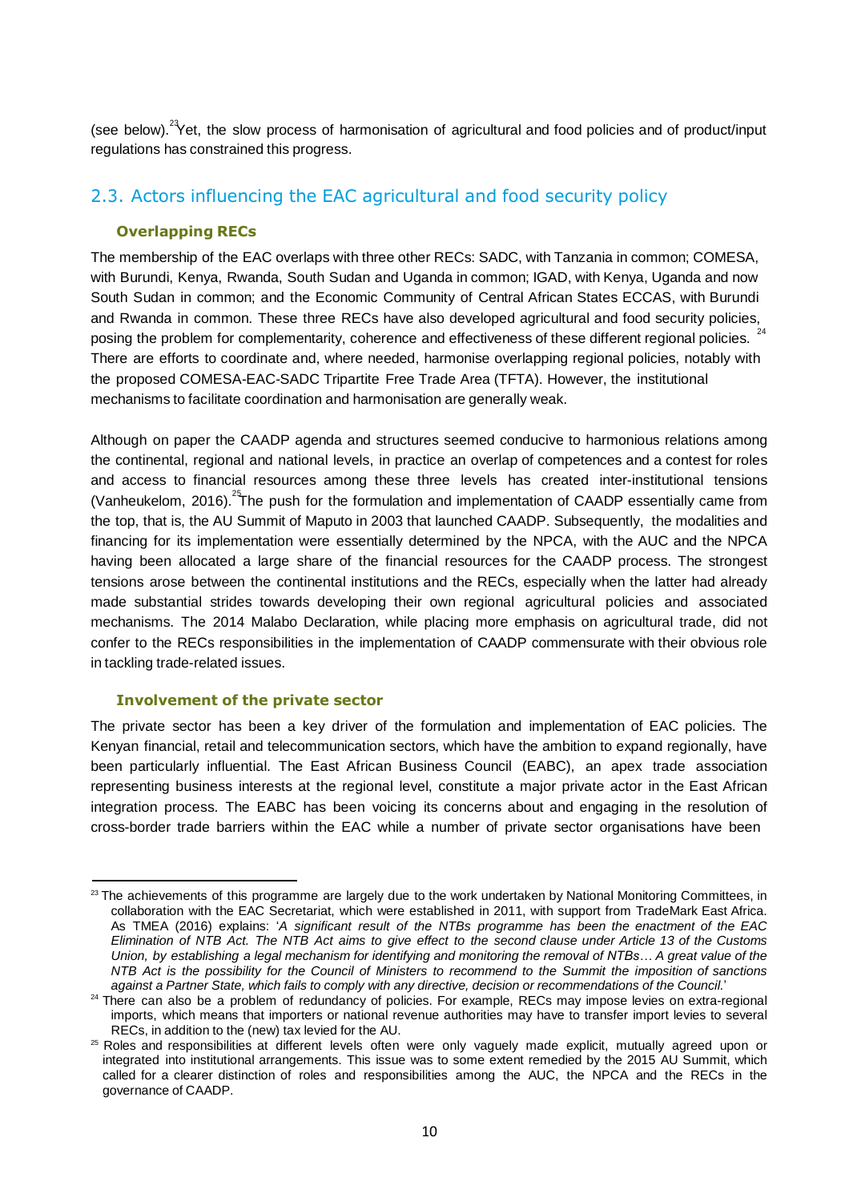(see below).[23] Yet, the slow process of harmonisation of agricultural and food policies and of product/input regulations has constrained this progress.

## 2.3. Actors influencing the EAC agricultural and food security policy

### Overlapping RECs

The membership of the EAC overlaps with three other RECs: SADC, with Tanzania in common; COMESA, with Burundi, Kenya, Rwanda, South Sudan and Uganda in common; IGAD, with Kenya, Uganda and now South Sudan in common; and the Economic Community of Central African States ECCAS, with Burundi and Rwanda in common. These three RECs have also developed agricultural and food security policies, posing the problem for complementarity, coherence and effectiveness of these different regional policies.[24] There are efforts to coordinate and, where needed, harmonise overlapping regional policies, notably with the proposed COMESA-EAC-SADC Tripartite Free Trade Area (TFTA). However, the institutional mechanisms to facilitate coordination and harmonisation are generally weak.

Although on paper the CAADP agenda and structures seemed conducive to harmonious relations among the continental, regional and national levels, in practice an overlap of competences and a contest for roles and access to financial resources among these three levels has created inter-institutional tensions (Vanheukelom, 2016).[25] The push for the formulation and implementation of CAADP essentially came from the top, that is, the AU Summit of Maputo in 2003 that launched CAADP. Subsequently, the modalities and financing for its implementation were essentially determined by the NPCA, with the AUC and the NPCA having been allocated a large share of the financial resources for the CAADP process. The strongest tensions arose between the continental institutions and the RECs, especially when the latter had already made substantial strides towards developing their own regional agricultural policies and associated mechanisms. The 2014 Malabo Declaration, while placing more emphasis on agricultural trade, did not confer to the RECs responsibilities in the implementation of CAADP commensurate with their obvious role in tackling trade-related issues.

### Involvement of the private sector

The private sector has been a key driver of the formulation and implementation of EAC policies. The Kenyan financial, retail and telecommunication sectors, which have the ambition to expand regionally, have been particularly influential. The East African Business Council (EABC), an apex trade association representing business interests at the regional level, constitute a major private actor in the East African integration process. The EABC has been voicing its concerns about and engaging in the resolution of cross-border trade barriers within the EAC while a number of private sector organisations have been

---

[23] The achievements of this programme are largely due to the work undertaken by National Monitoring Committees, in collaboration with the EAC Secretariat, which were established in 2011, with support from TradeMark East Africa. As TMEA (2016) explains: '*A significant result of the NTBs programme has been the enactment of the EAC Elimination of NTB Act. The NTB Act aims to give effect to the second clause under Article 13 of the Customs Union, by establishing a legal mechanism for identifying and monitoring the removal of NTBs… A great value of the NTB Act is the possibility for the Council of Ministers to recommend to the Summit the imposition of sanctions against a Partner State, which fails to comply with any directive, decision or recommendations of the Council.*'

[24] There can also be a problem of redundancy of policies. For example, RECs may impose levies on extra-regional imports, which means that importers or national revenue authorities may have to transfer import levies to several RECs, in addition to the (new) tax levied for the AU.

[25] Roles and responsibilities at different levels often were only vaguely made explicit, mutually agreed upon or integrated into institutional arrangements. This issue was to some extent remedied by the 2015 AU Summit, which called for a clearer distinction of roles and responsibilities among the AUC, the NPCA and the RECs in the governance of CAADP.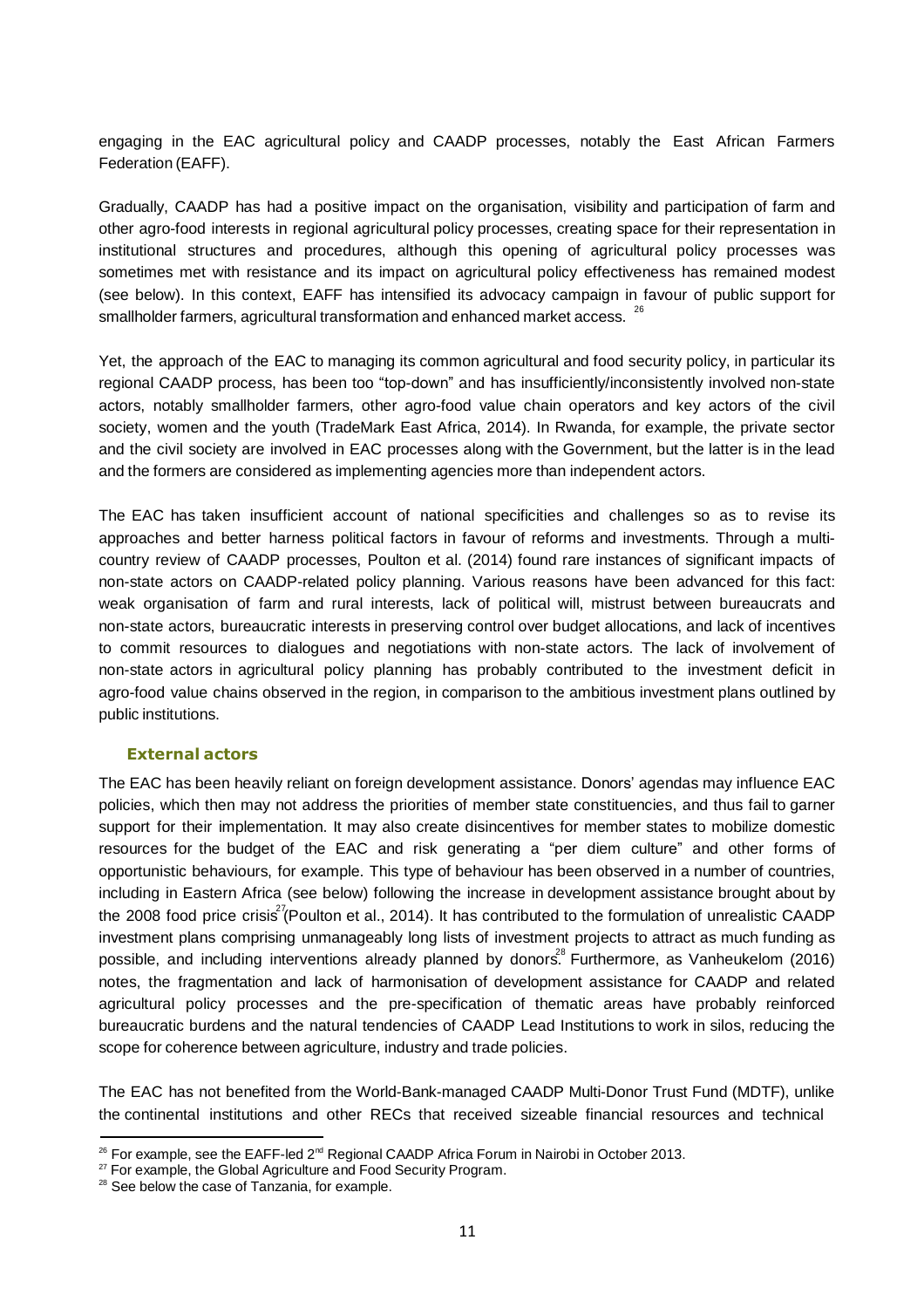engaging in the EAC agricultural policy and CAADP processes, notably the East African Farmers Federation (EAFF).

Gradually, CAADP has had a positive impact on the organisation, visibility and participation of farm and other agro-food interests in regional agricultural policy processes, creating space for their representation in institutional structures and procedures, although this opening of agricultural policy processes was sometimes met with resistance and its impact on agricultural policy effectiveness has remained modest (see below). In this context, EAFF has intensified its advocacy campaign in favour of public support for smallholder farmers, agricultural transformation and enhanced market access. [26]

Yet, the approach of the EAC to managing its common agricultural and food security policy, in particular its regional CAADP process, has been too "top-down" and has insufficiently/inconsistently involved non-state actors, notably smallholder farmers, other agro-food value chain operators and key actors of the civil society, women and the youth (TradeMark East Africa, 2014). In Rwanda, for example, the private sector and the civil society are involved in EAC processes along with the Government, but the latter is in the lead and the formers are considered as implementing agencies more than independent actors.

The EAC has taken insufficient account of national specificities and challenges so as to revise its approaches and better harness political factors in favour of reforms and investments. Through a multi-country review of CAADP processes, Poulton et al. (2014) found rare instances of significant impacts of non-state actors on CAADP-related policy planning. Various reasons have been advanced for this fact: weak organisation of farm and rural interests, lack of political will, mistrust between bureaucrats and non-state actors, bureaucratic interests in preserving control over budget allocations, and lack of incentives to commit resources to dialogues and negotiations with non-state actors. The lack of involvement of non-state actors in agricultural policy planning has probably contributed to the investment deficit in agro-food value chains observed in the region, in comparison to the ambitious investment plans outlined by public institutions.

### External actors

The EAC has been heavily reliant on foreign development assistance. Donors' agendas may influence EAC policies, which then may not address the priorities of member state constituencies, and thus fail to garner support for their implementation. It may also create disincentives for member states to mobilize domestic resources for the budget of the EAC and risk generating a "per diem culture" and other forms of opportunistic behaviours, for example. This type of behaviour has been observed in a number of countries, including in Eastern Africa (see below) following the increase in development assistance brought about by the 2008 food price crisis[27] (Poulton et al., 2014). It has contributed to the formulation of unrealistic CAADP investment plans comprising unmanageably long lists of investment projects to attract as much funding as possible, and including interventions already planned by donors.[28] Furthermore, as Vanheukelom (2016) notes, the fragmentation and lack of harmonisation of development assistance for CAADP and related agricultural policy processes and the pre-specification of thematic areas have probably reinforced bureaucratic burdens and the natural tendencies of CAADP Lead Institutions to work in silos, reducing the scope for coherence between agriculture, industry and trade policies.

The EAC has not benefited from the World-Bank-managed CAADP Multi-Donor Trust Fund (MDTF), unlike the continental institutions and other RECs that received sizeable financial resources and technical

---

[26] For example, see the EAFF-led 2nd Regional CAADP Africa Forum in Nairobi in October 2013.

[27] For example, the Global Agriculture and Food Security Program.

[28] See below the case of Tanzania, for example.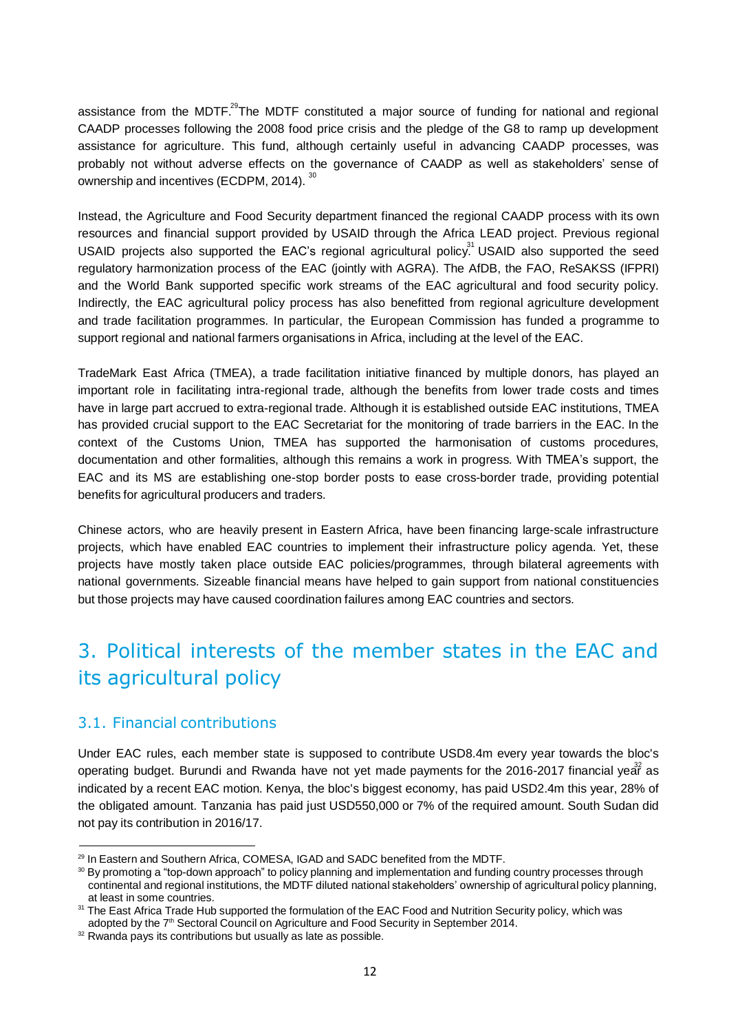assistance from the MDTF.[29] The MDTF constituted a major source of funding for national and regional CAADP processes following the 2008 food price crisis and the pledge of the G8 to ramp up development assistance for agriculture. This fund, although certainly useful in advancing CAADP processes, was probably not without adverse effects on the governance of CAADP as well as stakeholders' sense of ownership and incentives (ECDPM, 2014).[30]

Instead, the Agriculture and Food Security department financed the regional CAADP process with its own resources and financial support provided by USAID through the Africa LEAD project. Previous regional USAID projects also supported the EAC's regional agricultural policy.[31] USAID also supported the seed regulatory harmonization process of the EAC (jointly with AGRA). The AfDB, the FAO, ReSAKSS (IFPRI) and the World Bank supported specific work streams of the EAC agricultural and food security policy. Indirectly, the EAC agricultural policy process has also benefitted from regional agriculture development and trade facilitation programmes. In particular, the European Commission has funded a programme to support regional and national farmers organisations in Africa, including at the level of the EAC.

TradeMark East Africa (TMEA), a trade facilitation initiative financed by multiple donors, has played an important role in facilitating intra-regional trade, although the benefits from lower trade costs and times have in large part accrued to extra-regional trade. Although it is established outside EAC institutions, TMEA has provided crucial support to the EAC Secretariat for the monitoring of trade barriers in the EAC. In the context of the Customs Union, TMEA has supported the harmonisation of customs procedures, documentation and other formalities, although this remains a work in progress. With TMEA's support, the EAC and its MS are establishing one-stop border posts to ease cross-border trade, providing potential benefits for agricultural producers and traders.

Chinese actors, who are heavily present in Eastern Africa, have been financing large-scale infrastructure projects, which have enabled EAC countries to implement their infrastructure policy agenda. Yet, these projects have mostly taken place outside EAC policies/programmes, through bilateral agreements with national governments. Sizeable financial means have helped to gain support from national constituencies but those projects may have caused coordination failures among EAC countries and sectors.

# 3. Political interests of the member states in the EAC and its agricultural policy

## 3.1. Financial contributions

Under EAC rules, each member state is supposed to contribute USD8.4m every year towards the bloc's operating budget. Burundi and Rwanda have not yet made payments for the 2016-2017 financial year[32] as indicated by a recent EAC motion. Kenya, the bloc's biggest economy, has paid USD2.4m this year, 28% of the obligated amount. Tanzania has paid just USD550,000 or 7% of the required amount. South Sudan did not pay its contribution in 2016/17.

[29] In Eastern and Southern Africa, COMESA, IGAD and SADC benefited from the MDTF.

[30] By promoting a "top-down approach" to policy planning and implementation and funding country processes through continental and regional institutions, the MDTF diluted national stakeholders' ownership of agricultural policy planning, at least in some countries.

[31] The East Africa Trade Hub supported the formulation of the EAC Food and Nutrition Security policy, which was adopted by the 7th Sectoral Council on Agriculture and Food Security in September 2014.

[32] Rwanda pays its contributions but usually as late as possible.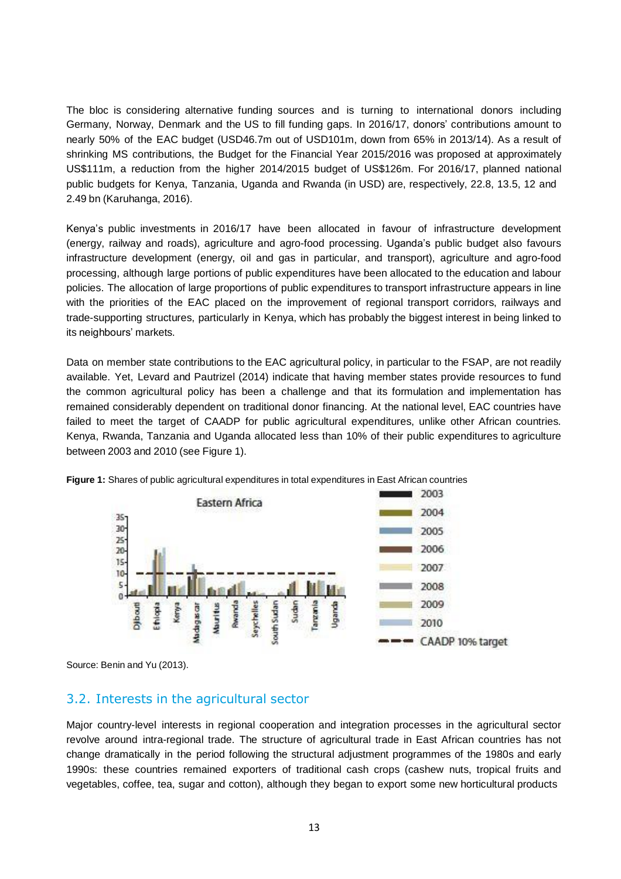The bloc is considering alternative funding sources and is turning to international donors including Germany, Norway, Denmark and the US to fill funding gaps. In 2016/17, donors' contributions amount to nearly 50% of the EAC budget (USD46.7m out of USD101m, down from 65% in 2013/14). As a result of shrinking MS contributions, the Budget for the Financial Year 2015/2016 was proposed at approximately US$111m, a reduction from the higher 2014/2015 budget of US$126m. For 2016/17, planned national public budgets for Kenya, Tanzania, Uganda and Rwanda (in USD) are, respectively, 22.8, 13.5, 12 and 2.49 bn (Karuhanga, 2016).

Kenya's public investments in 2016/17 have been allocated in favour of infrastructure development (energy, railway and roads), agriculture and agro-food processing. Uganda's public budget also favours infrastructure development (energy, oil and gas in particular, and transport), agriculture and agro-food processing, although large portions of public expenditures have been allocated to the education and labour policies. The allocation of large proportions of public expenditures to transport infrastructure appears in line with the priorities of the EAC placed on the improvement of regional transport corridors, railways and trade-supporting structures, particularly in Kenya, which has probably the biggest interest in being linked to its neighbours' markets.

Data on member state contributions to the EAC agricultural policy, in particular to the FSAP, are not readily available. Yet, Levard and Pautrizel (2014) indicate that having member states provide resources to fund the common agricultural policy has been a challenge and that its formulation and implementation has remained considerably dependent on traditional donor financing. At the national level, EAC countries have failed to meet the target of CAADP for public agricultural expenditures, unlike other African countries. Kenya, Rwanda, Tanzania and Uganda allocated less than 10% of their public expenditures to agriculture between 2003 and 2010 (see Figure 1).

**Figure 1:** Shares of public agricultural expenditures in total expenditures in East African countries

Source: Benin and Yu (2013).

## 3.2. Interests in the agricultural sector

Major country-level interests in regional cooperation and integration processes in the agricultural sector revolve around intra-regional trade. The structure of agricultural trade in East African countries has not change dramatically in the period following the structural adjustment programmes of the 1980s and early 1990s: these countries remained exporters of traditional cash crops (cashew nuts, tropical fruits and vegetables, coffee, tea, sugar and cotton), although they began to export some new horticultural products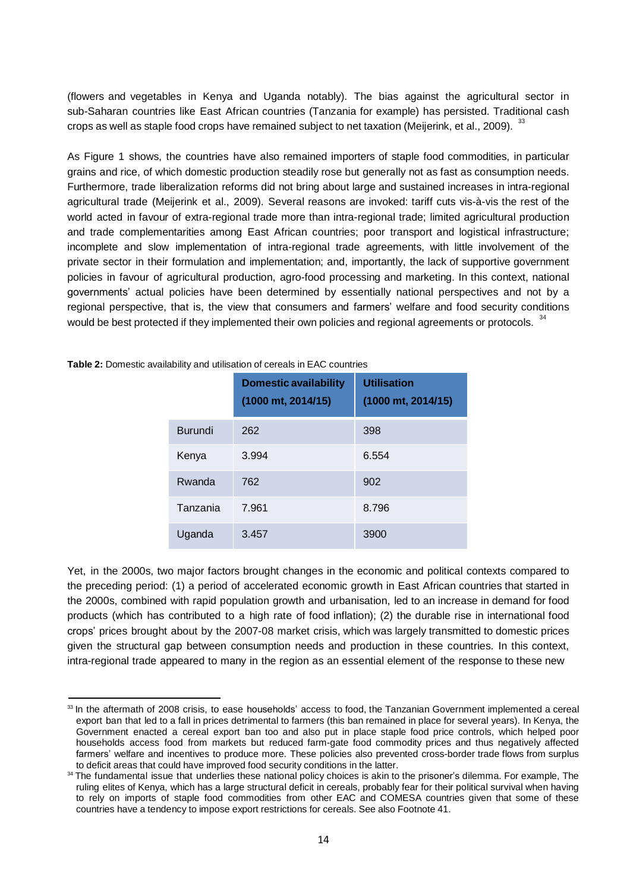(flowers and vegetables in Kenya and Uganda notably). The bias against the agricultural sector in sub-Saharan countries like East African countries (Tanzania for example) has persisted. Traditional cash crops as well as staple food crops have remained subject to net taxation (Meijerink, et al., 2009). [33]

As Figure 1 shows, the countries have also remained importers of staple food commodities, in particular grains and rice, of which domestic production steadily rose but generally not as fast as consumption needs. Furthermore, trade liberalization reforms did not bring about large and sustained increases in intra-regional agricultural trade (Meijerink et al., 2009). Several reasons are invoked: tariff cuts vis-à-vis the rest of the world acted in favour of extra-regional trade more than intra-regional trade; limited agricultural production and trade complementarities among East African countries; poor transport and logistical infrastructure; incomplete and slow implementation of intra-regional trade agreements, with little involvement of the private sector in their formulation and implementation; and, importantly, the lack of supportive government policies in favour of agricultural production, agro-food processing and marketing. In this context, national governments' actual policies have been determined by essentially national perspectives and not by a regional perspective, that is, the view that consumers and farmers' welfare and food security conditions would be best protected if they implemented their own policies and regional agreements or protocols. [34]

**Table 2:** Domestic availability and utilisation of cereals in EAC countries

| | Domestic availability (1000 mt, 2014/15) | Utilisation (1000 mt, 2014/15) |
|---|---|---|
| Burundi | 262 | 398 |
| Kenya | 3.994 | 6.554 |
| Rwanda | 762 | 902 |
| Tanzania | 7.961 | 8.796 |
| Uganda | 3.457 | 3900 |

Yet, in the 2000s, two major factors brought changes in the economic and political contexts compared to the preceding period: (1) a period of accelerated economic growth in East African countries that started in the 2000s, combined with rapid population growth and urbanisation, led to an increase in demand for food products (which has contributed to a high rate of food inflation); (2) the durable rise in international food crops' prices brought about by the 2007-08 market crisis, which was largely transmitted to domestic prices given the structural gap between consumption needs and production in these countries. In this context, intra-regional trade appeared to many in the region as an essential element of the response to these new

---

[33] In the aftermath of 2008 crisis, to ease households' access to food, the Tanzanian Government implemented a cereal export ban that led to a fall in prices detrimental to farmers (this ban remained in place for several years). In Kenya, the Government enacted a cereal export ban too and also put in place staple food price controls, which helped poor households access food from markets but reduced farm-gate food commodity prices and thus negatively affected farmers' welfare and incentives to produce more. These policies also prevented cross-border trade flows from surplus to deficit areas that could have improved food security conditions in the latter.

[34] The fundamental issue that underlies these national policy choices is akin to the prisoner's dilemma. For example, The ruling elites of Kenya, which has a large structural deficit in cereals, probably fear for their political survival when having to rely on imports of staple food commodities from other EAC and COMESA countries given that some of these countries have a tendency to impose export restrictions for cereals. See also Footnote 41.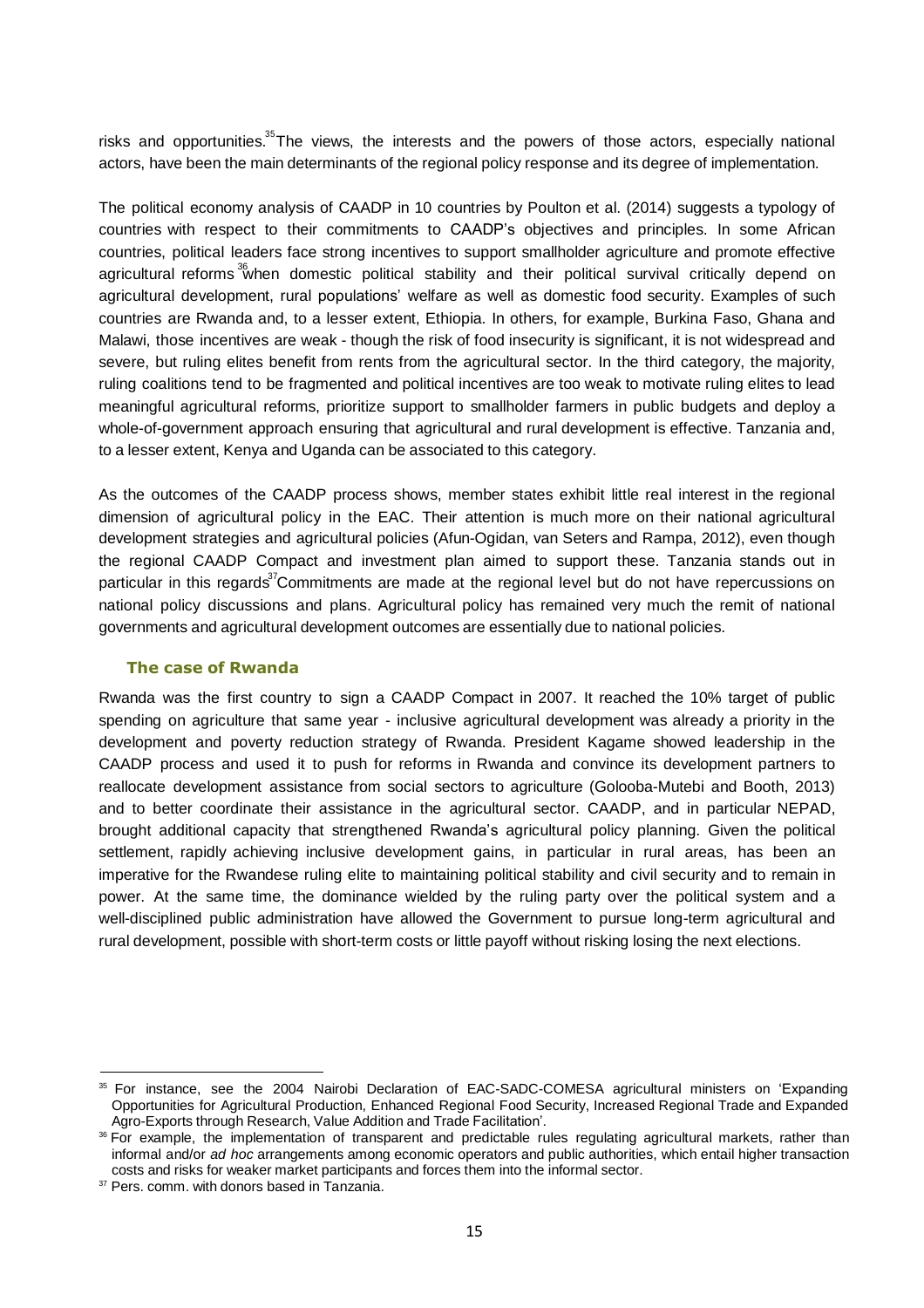risks and opportunities.[35] The views, the interests and the powers of those actors, especially national actors, have been the main determinants of the regional policy response and its degree of implementation.

The political economy analysis of CAADP in 10 countries by Poulton et al. (2014) suggests a typology of countries with respect to their commitments to CAADP's objectives and principles. In some African countries, political leaders face strong incentives to support smallholder agriculture and promote effective agricultural reforms[36] when domestic political stability and their political survival critically depend on agricultural development, rural populations' welfare as well as domestic food security. Examples of such countries are Rwanda and, to a lesser extent, Ethiopia. In others, for example, Burkina Faso, Ghana and Malawi, those incentives are weak - though the risk of food insecurity is significant, it is not widespread and severe, but ruling elites benefit from rents from the agricultural sector. In the third category, the majority, ruling coalitions tend to be fragmented and political incentives are too weak to motivate ruling elites to lead meaningful agricultural reforms, prioritize support to smallholder farmers in public budgets and deploy a whole-of-government approach ensuring that agricultural and rural development is effective. Tanzania and, to a lesser extent, Kenya and Uganda can be associated to this category.

As the outcomes of the CAADP process shows, member states exhibit little real interest in the regional dimension of agricultural policy in the EAC. Their attention is much more on their national agricultural development strategies and agricultural policies (Afun-Ogidan, van Seters and Rampa, 2012), even though the regional CAADP Compact and investment plan aimed to support these. Tanzania stands out in particular in this regards[37] Commitments are made at the regional level but do not have repercussions on national policy discussions and plans. Agricultural policy has remained very much the remit of national governments and agricultural development outcomes are essentially due to national policies.

### The case of Rwanda

Rwanda was the first country to sign a CAADP Compact in 2007. It reached the 10% target of public spending on agriculture that same year - inclusive agricultural development was already a priority in the development and poverty reduction strategy of Rwanda. President Kagame showed leadership in the CAADP process and used it to push for reforms in Rwanda and convince its development partners to reallocate development assistance from social sectors to agriculture (Golooba-Mutebi and Booth, 2013) and to better coordinate their assistance in the agricultural sector. CAADP, and in particular NEPAD, brought additional capacity that strengthened Rwanda's agricultural policy planning. Given the political settlement, rapidly achieving inclusive development gains, in particular in rural areas, has been an imperative for the Rwandese ruling elite to maintaining political stability and civil security and to remain in power. At the same time, the dominance wielded by the ruling party over the political system and a well-disciplined public administration have allowed the Government to pursue long-term agricultural and rural development, possible with short-term costs or little payoff without risking losing the next elections.

---

[35] For instance, see the 2004 Nairobi Declaration of EAC-SADC-COMESA agricultural ministers on 'Expanding Opportunities for Agricultural Production, Enhanced Regional Food Security, Increased Regional Trade and Expanded Agro-Exports through Research, Value Addition and Trade Facilitation'.

[36] For example, the implementation of transparent and predictable rules regulating agricultural markets, rather than informal and/or *ad hoc* arrangements among economic operators and public authorities, which entail higher transaction costs and risks for weaker market participants and forces them into the informal sector.

[37] Pers. comm. with donors based in Tanzania.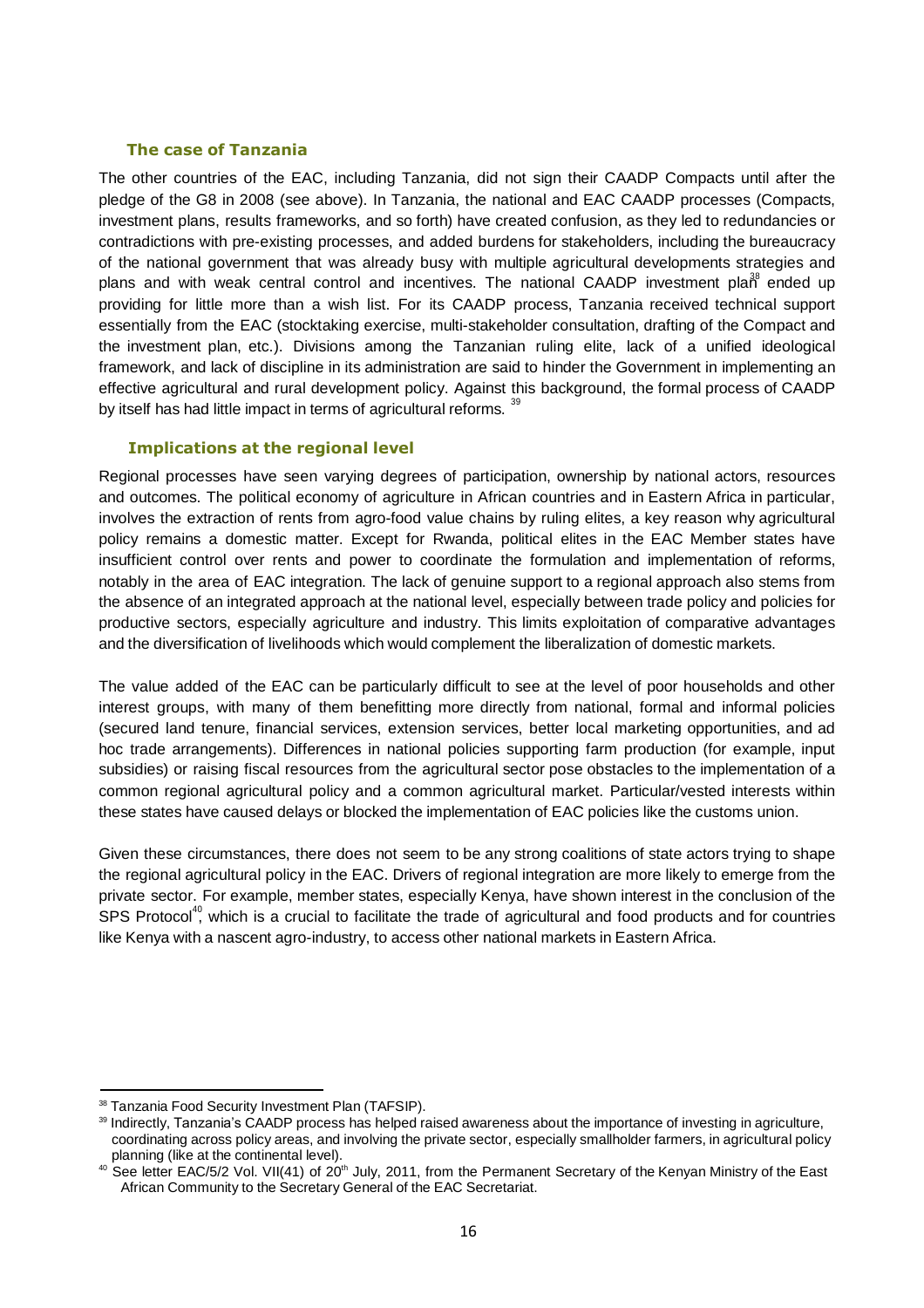### The case of Tanzania

The other countries of the EAC, including Tanzania, did not sign their CAADP Compacts until after the pledge of the G8 in 2008 (see above). In Tanzania, the national and EAC CAADP processes (Compacts, investment plans, results frameworks, and so forth) have created confusion, as they led to redundancies or contradictions with pre-existing processes, and added burdens for stakeholders, including the bureaucracy of the national government that was already busy with multiple agricultural developments strategies and plans and with weak central control and incentives. The national CAADP investment plan[38] ended up providing for little more than a wish list. For its CAADP process, Tanzania received technical support essentially from the EAC (stocktaking exercise, multi-stakeholder consultation, drafting of the Compact and the investment plan, etc.). Divisions among the Tanzanian ruling elite, lack of a unified ideological framework, and lack of discipline in its administration are said to hinder the Government in implementing an effective agricultural and rural development policy. Against this background, the formal process of CAADP by itself has had little impact in terms of agricultural reforms. [39]

### Implications at the regional level

Regional processes have seen varying degrees of participation, ownership by national actors, resources and outcomes. The political economy of agriculture in African countries and in Eastern Africa in particular, involves the extraction of rents from agro-food value chains by ruling elites, a key reason why agricultural policy remains a domestic matter. Except for Rwanda, political elites in the EAC Member states have insufficient control over rents and power to coordinate the formulation and implementation of reforms, notably in the area of EAC integration. The lack of genuine support to a regional approach also stems from the absence of an integrated approach at the national level, especially between trade policy and policies for productive sectors, especially agriculture and industry. This limits exploitation of comparative advantages and the diversification of livelihoods which would complement the liberalization of domestic markets.

The value added of the EAC can be particularly difficult to see at the level of poor households and other interest groups, with many of them benefitting more directly from national, formal and informal policies (secured land tenure, financial services, extension services, better local marketing opportunities, and ad hoc trade arrangements). Differences in national policies supporting farm production (for example, input subsidies) or raising fiscal resources from the agricultural sector pose obstacles to the implementation of a common regional agricultural policy and a common agricultural market. Particular/vested interests within these states have caused delays or blocked the implementation of EAC policies like the customs union.

Given these circumstances, there does not seem to be any strong coalitions of state actors trying to shape the regional agricultural policy in the EAC. Drivers of regional integration are more likely to emerge from the private sector. For example, member states, especially Kenya, have shown interest in the conclusion of the SPS Protocol[40], which is a crucial to facilitate the trade of agricultural and food products and for countries like Kenya with a nascent agro-industry, to access other national markets in Eastern Africa.

---

[38] Tanzania Food Security Investment Plan (TAFSIP).

[39] Indirectly, Tanzania's CAADP process has helped raised awareness about the importance of investing in agriculture, coordinating across policy areas, and involving the private sector, especially smallholder farmers, in agricultural policy planning (like at the continental level).

[40] See letter EAC/5/2 Vol. VII(41) of 20th July, 2011, from the Permanent Secretary of the Kenyan Ministry of the East African Community to the Secretary General of the EAC Secretariat.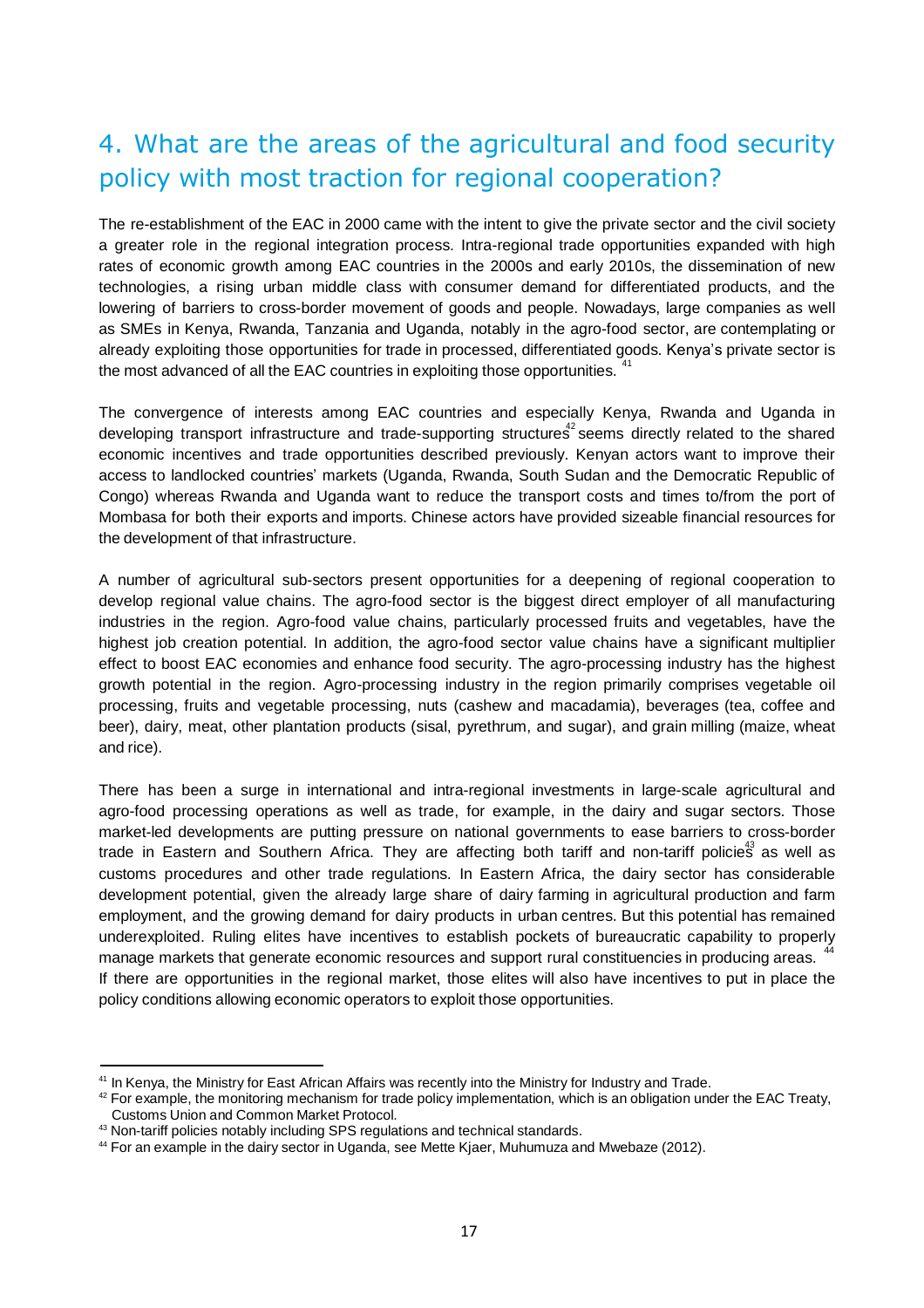# 4. What are the areas of the agricultural and food security policy with most traction for regional cooperation?

The re-establishment of the EAC in 2000 came with the intent to give the private sector and the civil society a greater role in the regional integration process. Intra-regional trade opportunities expanded with high rates of economic growth among EAC countries in the 2000s and early 2010s, the dissemination of new technologies, a rising urban middle class with consumer demand for differentiated products, and the lowering of barriers to cross-border movement of goods and people. Nowadays, large companies as well as SMEs in Kenya, Rwanda, Tanzania and Uganda, notably in the agro-food sector, are contemplating or already exploiting those opportunities for trade in processed, differentiated goods. Kenya's private sector is the most advanced of all the EAC countries in exploiting those opportunities.[41]

The convergence of interests among EAC countries and especially Kenya, Rwanda and Uganda in developing transport infrastructure and trade-supporting structures[42] seems directly related to the shared economic incentives and trade opportunities described previously. Kenyan actors want to improve their access to landlocked countries' markets (Uganda, Rwanda, South Sudan and the Democratic Republic of Congo) whereas Rwanda and Uganda want to reduce the transport costs and times to/from the port of Mombasa for both their exports and imports. Chinese actors have provided sizeable financial resources for the development of that infrastructure.

A number of agricultural sub-sectors present opportunities for a deepening of regional cooperation to develop regional value chains. The agro-food sector is the biggest direct employer of all manufacturing industries in the region. Agro-food value chains, particularly processed fruits and vegetables, have the highest job creation potential. In addition, the agro-food sector value chains have a significant multiplier effect to boost EAC economies and enhance food security. The agro-processing industry has the highest growth potential in the region. Agro-processing industry in the region primarily comprises vegetable oil processing, fruits and vegetable processing, nuts (cashew and macadamia), beverages (tea, coffee and beer), dairy, meat, other plantation products (sisal, pyrethrum, and sugar), and grain milling (maize, wheat and rice).

There has been a surge in international and intra-regional investments in large-scale agricultural and agro-food processing operations as well as trade, for example, in the dairy and sugar sectors. Those market-led developments are putting pressure on national governments to ease barriers to cross-border trade in Eastern and Southern Africa. They are affecting both tariff and non-tariff policies[43] as well as customs procedures and other trade regulations. In Eastern Africa, the dairy sector has considerable development potential, given the already large share of dairy farming in agricultural production and farm employment, and the growing demand for dairy products in urban centres. But this potential has remained underexploited. Ruling elites have incentives to establish pockets of bureaucratic capability to properly manage markets that generate economic resources and support rural constituencies in producing areas.[44] If there are opportunities in the regional market, those elites will also have incentives to put in place the policy conditions allowing economic operators to exploit those opportunities.

---

[41] In Kenya, the Ministry for East African Affairs was recently into the Ministry for Industry and Trade.

[42] For example, the monitoring mechanism for trade policy implementation, which is an obligation under the EAC Treaty, Customs Union and Common Market Protocol.

[43] Non-tariff policies notably including SPS regulations and technical standards.

[44] For an example in the dairy sector in Uganda, see Mette Kjaer, Muhumuza and Mwebaze (2012).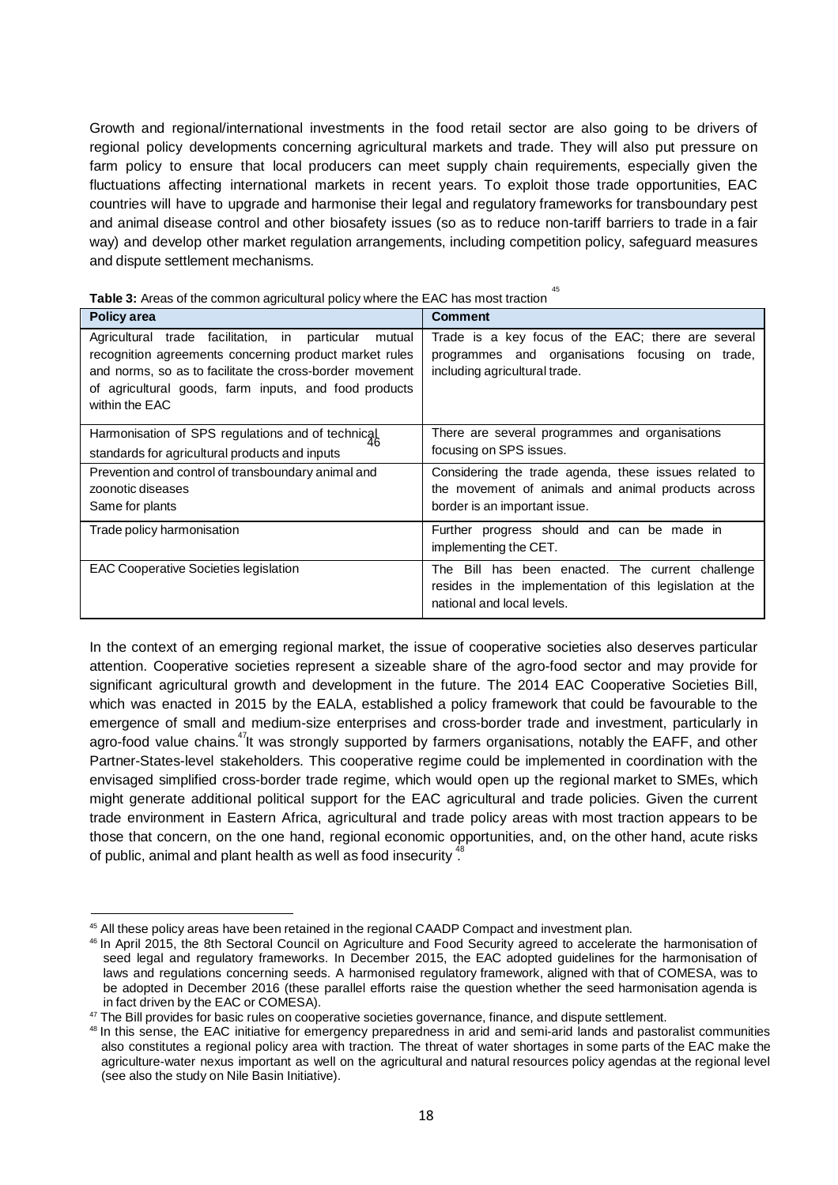Growth and regional/international investments in the food retail sector are also going to be drivers of regional policy developments concerning agricultural markets and trade. They will also put pressure on farm policy to ensure that local producers can meet supply chain requirements, especially given the fluctuations affecting international markets in recent years. To exploit those trade opportunities, EAC countries will have to upgrade and harmonise their legal and regulatory frameworks for transboundary pest and animal disease control and other biosafety issues (so as to reduce non-tariff barriers to trade in a fair way) and develop other market regulation arrangements, including competition policy, safeguard measures and dispute settlement mechanisms.

**Table 3:** Areas of the common agricultural policy where the EAC has most traction [45]

| Policy area | Comment |
|---|---|
| Agricultural trade facilitation, in particular mutual recognition agreements concerning product market rules and norms, so as to facilitate the cross-border movement of agricultural goods, farm inputs, and food products within the EAC | Trade is a key focus of the EAC; there are several programmes and organisations focusing on trade, including agricultural trade. |
| Harmonisation of SPS regulations and of technical[46] standards for agricultural products and inputs | There are several programmes and organisations focusing on SPS issues. |
| Prevention and control of transboundary animal and zoonotic diseases<br>Same for plants | Considering the trade agenda, these issues related to the movement of animals and animal products across border is an important issue. |
| Trade policy harmonisation | Further progress should and can be made in implementing the CET. |
| EAC Cooperative Societies legislation | The Bill has been enacted. The current challenge resides in the implementation of this legislation at the national and local levels. |

In the context of an emerging regional market, the issue of cooperative societies also deserves particular attention. Cooperative societies represent a sizeable share of the agro-food sector and may provide for significant agricultural growth and development in the future. The 2014 EAC Cooperative Societies Bill, which was enacted in 2015 by the EALA, established a policy framework that could be favourable to the emergence of small and medium-size enterprises and cross-border trade and investment, particularly in agro-food value chains.[47] It was strongly supported by farmers organisations, notably the EAFF, and other Partner-States-level stakeholders. This cooperative regime could be implemented in coordination with the envisaged simplified cross-border trade regime, which would open up the regional market to SMEs, which might generate additional political support for the EAC agricultural and trade policies. Given the current trade environment in Eastern Africa, agricultural and trade policy areas with most traction appears to be those that concern, on the one hand, regional economic opportunities, and, on the other hand, acute risks of public, animal and plant health as well as food insecurity.[48]

[45] All these policy areas have been retained in the regional CAADP Compact and investment plan.

[46] In April 2015, the 8th Sectoral Council on Agriculture and Food Security agreed to accelerate the harmonisation of seed legal and regulatory frameworks. In December 2015, the EAC adopted guidelines for the harmonisation of laws and regulations concerning seeds. A harmonised regulatory framework, aligned with that of COMESA, was to be adopted in December 2016 (these parallel efforts raise the question whether the seed harmonisation agenda is in fact driven by the EAC or COMESA).

[47] The Bill provides for basic rules on cooperative societies governance, finance, and dispute settlement.

[48] In this sense, the EAC initiative for emergency preparedness in arid and semi-arid lands and pastoralist communities also constitutes a regional policy area with traction. The threat of water shortages in some parts of the EAC make the agriculture-water nexus important as well on the agricultural and natural resources policy agendas at the regional level (see also the study on Nile Basin Initiative).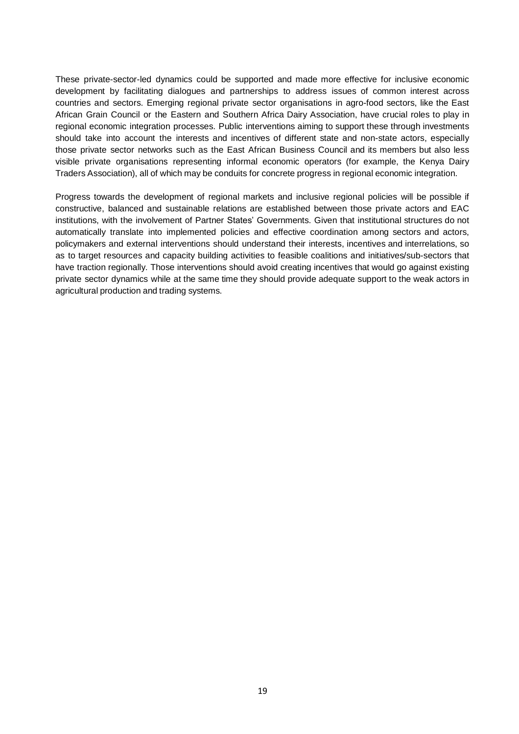These private-sector-led dynamics could be supported and made more effective for inclusive economic development by facilitating dialogues and partnerships to address issues of common interest across countries and sectors. Emerging regional private sector organisations in agro-food sectors, like the East African Grain Council or the Eastern and Southern Africa Dairy Association, have crucial roles to play in regional economic integration processes. Public interventions aiming to support these through investments should take into account the interests and incentives of different state and non-state actors, especially those private sector networks such as the East African Business Council and its members but also less visible private organisations representing informal economic operators (for example, the Kenya Dairy Traders Association), all of which may be conduits for concrete progress in regional economic integration.

Progress towards the development of regional markets and inclusive regional policies will be possible if constructive, balanced and sustainable relations are established between those private actors and EAC institutions, with the involvement of Partner States' Governments. Given that institutional structures do not automatically translate into implemented policies and effective coordination among sectors and actors, policymakers and external interventions should understand their interests, incentives and interrelations, so as to target resources and capacity building activities to feasible coalitions and initiatives/sub-sectors that have traction regionally. Those interventions should avoid creating incentives that would go against existing private sector dynamics while at the same time they should provide adequate support to the weak actors in agricultural production and trading systems.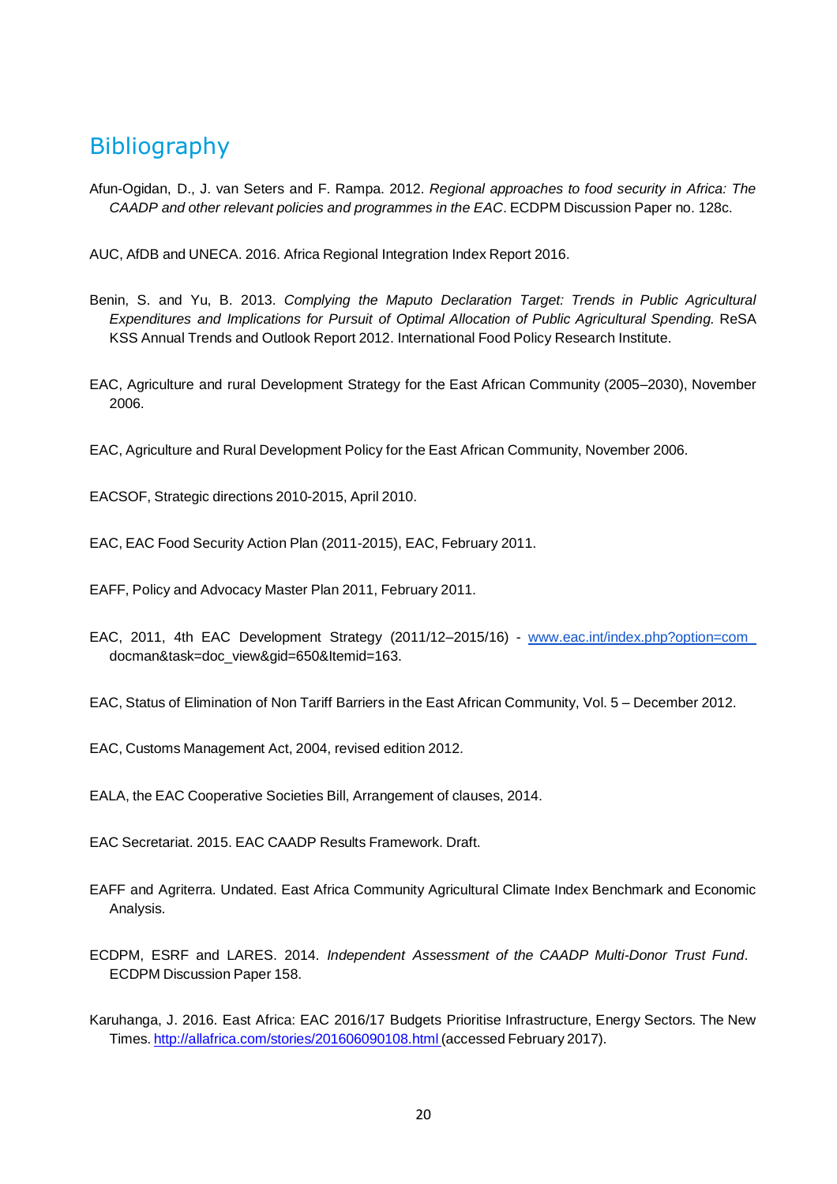# Bibliography

Afun-Ogidan, D., J. van Seters and F. Rampa. 2012. *Regional approaches to food security in Africa: The CAADP and other relevant policies and programmes in the EAC*. ECDPM Discussion Paper no. 128c.

AUC, AfDB and UNECA. 2016. Africa Regional Integration Index Report 2016.

Benin, S. and Yu, B. 2013. *Complying the Maputo Declaration Target: Trends in Public Agricultural Expenditures and Implications for Pursuit of Optimal Allocation of Public Agricultural Spending.* ReSA KSS Annual Trends and Outlook Report 2012. International Food Policy Research Institute.

EAC, Agriculture and rural Development Strategy for the East African Community (2005–2030), November 2006.

EAC, Agriculture and Rural Development Policy for the East African Community, November 2006.

EACSOF, Strategic directions 2010-2015, April 2010.

EAC, EAC Food Security Action Plan (2011-2015), EAC, February 2011.

EAFF, Policy and Advocacy Master Plan 2011, February 2011.

EAC, 2011, 4th EAC Development Strategy (2011/12–2015/16) - www.eac.int/index.php?option=com_docman&task=doc_view&gid=650&Itemid=163.

EAC, Status of Elimination of Non Tariff Barriers in the East African Community, Vol. 5 – December 2012.

EAC, Customs Management Act, 2004, revised edition 2012.

EALA, the EAC Cooperative Societies Bill, Arrangement of clauses, 2014.

EAC Secretariat. 2015. EAC CAADP Results Framework. Draft.

EAFF and Agriterra. Undated. East Africa Community Agricultural Climate Index Benchmark and Economic Analysis.

ECDPM, ESRF and LARES. 2014. *Independent Assessment of the CAADP Multi-Donor Trust Fund*. ECDPM Discussion Paper 158.

Karuhanga, J. 2016. East Africa: EAC 2016/17 Budgets Prioritise Infrastructure, Energy Sectors. The New Times. http://allafrica.com/stories/201606090108.html (accessed February 2017).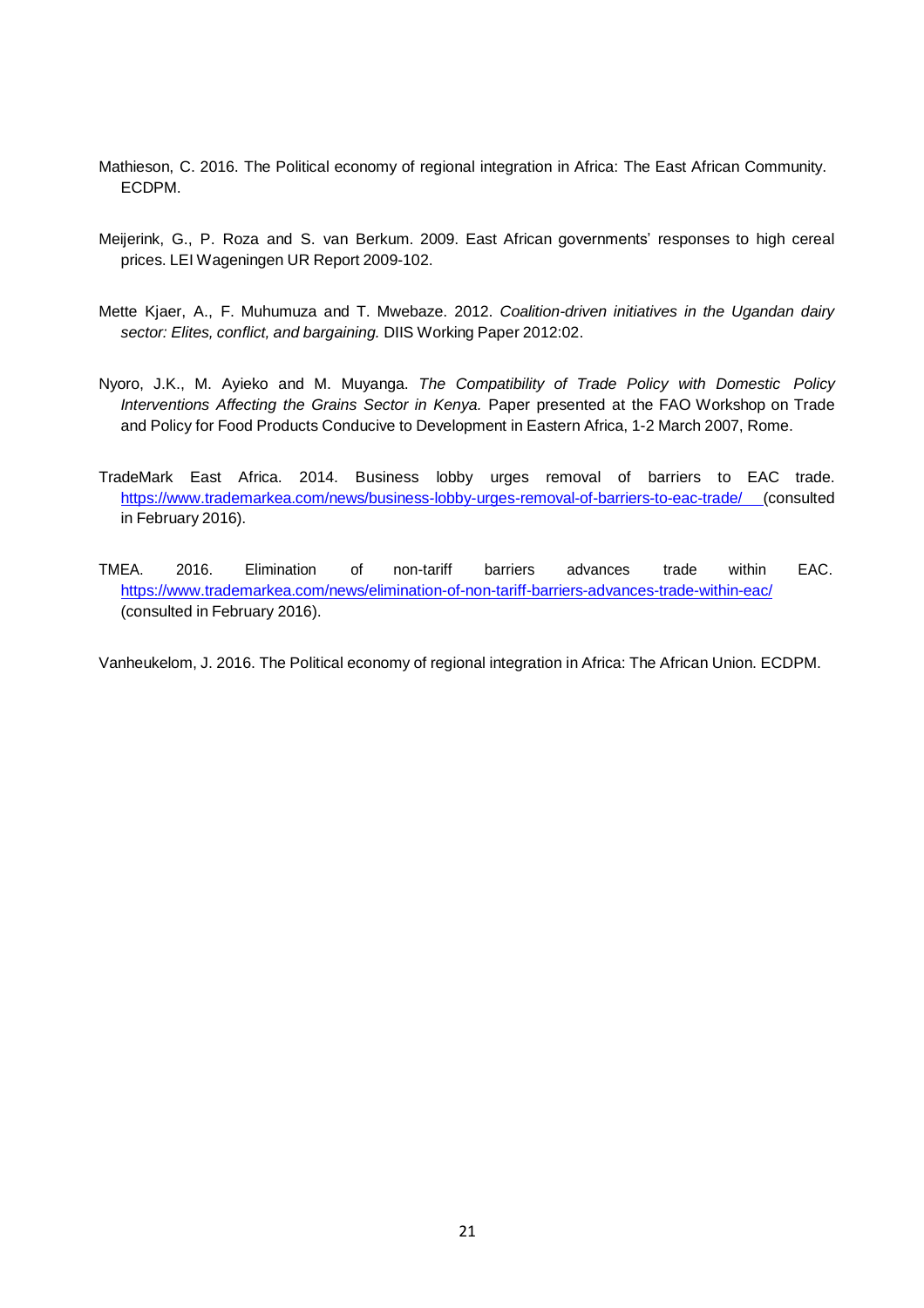Mathieson, C. 2016. The Political economy of regional integration in Africa: The East African Community. ECDPM.

Meijerink, G., P. Roza and S. van Berkum. 2009. East African governments' responses to high cereal prices. LEI Wageningen UR Report 2009-102.

Mette Kjaer, A., F. Muhumuza and T. Mwebaze. 2012. *Coalition-driven initiatives in the Ugandan dairy sector: Elites, conflict, and bargaining.* DIIS Working Paper 2012:02.

Nyoro, J.K., M. Ayieko and M. Muyanga. *The Compatibility of Trade Policy with Domestic Policy Interventions Affecting the Grains Sector in Kenya.* Paper presented at the FAO Workshop on Trade and Policy for Food Products Conducive to Development in Eastern Africa, 1-2 March 2007, Rome.

TradeMark East Africa. 2014. Business lobby urges removal of barriers to EAC trade. https://www.trademarkea.com/news/business-lobby-urges-removal-of-barriers-to-eac-trade/ (consulted in February 2016).

TMEA. 2016. Elimination of non-tariff barriers advances trade within EAC. https://www.trademarkea.com/news/elimination-of-non-tariff-barriers-advances-trade-within-eac/ (consulted in February 2016).

Vanheukelom, J. 2016. The Political economy of regional integration in Africa: The African Union. ECDPM.